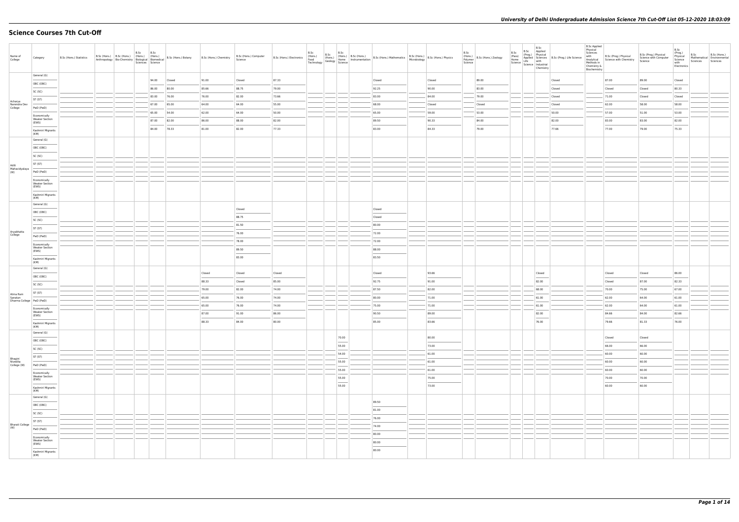# Science Courses 7th Cut-Off

| Name of College | Category | B.Sc (Hons.) Statistics | B.Sc (Hons.) Anthropology | B.Sc (Hons.) Bio-Chemistry | B.Sc (Hons.) Biological Sciences | B.Sc (Hons.) Biomedical Science | B.Sc (Hons.) Botany | B.Sc (Hons.) Chemistry | B.Sc (Hons.) Computer Science | B.Sc (Hons.) Electronics | B.Sc (Hons.) Food Technology | B.Sc (Hons.) Geology | B.Sc (Hons.) Home Science | B.Sc (Hons.) Instrumentation | B.Sc (Hons.) Mathematics | B.Sc (Hons.) Microbiology | B.Sc (Hons.) Physics | B.Sc (Hons.) Polymer Science | B.Sc (Hons.) Zoology | B.Sc (Pass) Home Science | B.Sc (Prog.) Applied Life Science | B.Sc Applied Physical Sciences with Industrial Chemistry | B.Sc (Prog.) Life Science | B.Sc Applied Physical Sciences with Analytical Methods in Chemistry & Biochemistry | B.Sc (Prog.) Physical Science with Chemistry | B.Sc (Prog.) Physical Science with Computer Science | B.Sc (Prog.) Physical Science with Electronics | B.Sc Mathematical Sciences | B.Sc (Hons.) Environmental Sciences |
|---|---|---|---|---|---|---|---|---|---|---|---|---|---|---|---|---|---|---|---|---|---|---|---|---|---|---|---|---|---|
| Acharya Narendra Dev College | General (G) | | | | | 94.00 | Closed | 91.00 | Closed | 87.33 | | | | | Closed | | Closed | | 89.00 | | | | Closed | | 87.00 | 89.00 | Closed | | |
| | OBC (OBC) | | | | | 86.00 | 80.00 | 85.66 | 88.75 | 79.00 | | | | | 92.25 | | 90.00 | | 83.00 | | | | Closed | | Closed | Closed | 80.33 | | |
| | SC (SC) | | | | | 83.00 | 76.00 | 76.00 | 82.00 | 73.66 | | | | | 83.00 | | 84.00 | | 79.00 | | | | Closed | | 71.00 | Closed | Closed | | |
| | ST (ST) | | | | | 67.00 | 65.00 | 64.00 | 64.00 | 55.00 | | | | | 68.00 | | Closed | | Closed | | | | Closed | | 62.00 | 58.00 | 58.00 | | |
| | PwD (PwD) | | | | | 65.00 | 54.00 | 62.00 | 64.00 | 50.00 | | | | | 65.00 | | 59.00 | | 53.00 | | | | 50.00 | | 57.00 | 51.00 | 53.00 | | |
| | Economically Weaker Section (EWS) | | | | | 87.00 | 82.00 | 86.00 | 88.00 | 82.00 | | | | | 89.50 | | 90.33 | | 84.00 | | | | 82.00 | | 83.00 | 83.00 | 82.00 | | |
| | Kashmiri Migrants (KM) | | | | | 84.00 | 78.33 | 81.00 | 82.00 | 77.33 | | | | | 83.00 | | 84.33 | | 79.00 | | | | 77.66 | | 77.00 | 79.00 | 75.33 | | |
| Aditi Mahavidyalaya (W) | General (G) | | | | | | | | | | | | | | | | | | | | | | | | | | | | |
| | OBC (OBC) | | | | | | | | | | | | | | | | | | | | | | | | | | | | |
| | SC (SC) | | | | | | | | | | | | | | | | | | | | | | | | | | | | |
| | ST (ST) | | | | | | | | | | | | | | | | | | | | | | | | | | | | |
| | PwD (PwD) | | | | | | | | | | | | | | | | | | | | | | | | | | | | |
| | Economically Weaker Section (EWS) | | | | | | | | | | | | | | | | | | | | | | | | | | | | |
| | Kashmiri Migrants (KM) | | | | | | | | | | | | | | | | | | | | | | | | | | | | |
| Aryabhatta College | General (G) | | | | | | | | Closed | | | | | | Closed | | | | | | | | | | | | | | |
| | OBC (OBC) | | | | | | | | 88.75 | | | | | | Closed | | | | | | | | | | | | | | |
| | SC (SC) | | | | | | | | 81.50 | | | | | | 80.00 | | | | | | | | | | | | | | |
| | ST (ST) | | | | | | | | 76.00 | | | | | | 72.00 | | | | | | | | | | | | | | |
| | PwD (PwD) | | | | | | | | 78.00 | | | | | | 72.00 | | | | | | | | | | | | | | |
| | Economically Weaker Section (EWS) | | | | | | | | 89.50 | | | | | | 88.00 | | | | | | | | | | | | | | |
| | Kashmiri Migrants (KM) | | | | | | | | 83.00 | | | | | | 83.50 | | | | | | | | | | | | | | |
| Atma Ram Sanatan Dharma College | General (G) | | | | | | | Closed | Closed | Closed | | | | | Closed | | 93.66 | | | | | Closed | | | Closed | Closed | 86.00 | | |
| | OBC (OBC) | | | | | | | 88.33 | Closed | 85.00 | | | | | 92.75 | | 91.00 | | | | | 82.00 | | | Closed | 87.00 | 82.33 | | |
| | SC (SC) | | | | | | | 79.00 | 82.00 | 74.00 | | | | | 87.50 | | 82.00 | | | | | 68.00 | | | 70.00 | 75.00 | 67.00 | | |
| | ST (ST) | | | | | | | 65.00 | 76.00 | 74.00 | | | | | 80.00 | | 71.00 | | | | | 61.00 | | | 62.00 | 64.00 | 61.00 | | |
| | PwD (PwD) | | | | | | | 65.00 | 76.00 | 74.00 | | | | | 75.00 | | 71.00 | | | | | 61.00 | | | 62.00 | 64.00 | 61.00 | | |
| | Economically Weaker Section (EWS) | | | | | | | 87.00 | 91.00 | 86.00 | | | | | 90.50 | | 89.00 | | | | | 82.00 | | | 84.66 | 84.00 | 82.66 | | |
| | Kashmiri Migrants (KM) | | | | | | | 88.33 | 84.00 | 80.00 | | | | | 85.00 | | 83.66 | | | | | 76.00 | | | 79.66 | 81.33 | 76.00 | | |
| Bhagini Nivedita College (W) | General (G) | | | | | | | | | | | | 70.00 | | | | 80.00 | | | | | | | | Closed | Closed | | | |
| | OBC (OBC) | | | | | | | | | | | | 55.00 | | | | 73.00 | | | | | | | | 66.00 | 66.00 | | | |
| | SC (SC) | | | | | | | | | | | | 54.00 | | | | 61.00 | | | | | | | | 60.00 | 60.00 | | | |
| | ST (ST) | | | | | | | | | | | | 55.00 | | | | 61.00 | | | | | | | | 60.00 | 60.00 | | | |
| | PwD (PwD) | | | | | | | | | | | | 55.00 | | | | 61.00 | | | | | | | | 60.00 | 60.00 | | | |
| | Economically Weaker Section (EWS) | | | | | | | | | | | | 55.00 | | | | 75.00 | | | | | | | | 70.00 | 70.00 | | | |
| | Kashmiri Migrants (KM) | | | | | | | | | | | | 55.00 | | | | 73.00 | | | | | | | | 60.00 | 60.00 | | | |
| Bharati College (W) | General (G) | | | | | | | | | | | | | | 89.50 | | | | | | | | | | | | | | |
| | OBC (OBC) | | | | | | | | | | | | | | 81.00 | | | | | | | | | | | | | | |
| | SC (SC) | | | | | | | | | | | | | | 76.00 | | | | | | | | | | | | | | |
| | ST (ST) | | | | | | | | | | | | | | 74.00 | | | | | | | | | | | | | | |
| | PwD (PwD) | | | | | | | | | | | | | | 80.00 | | | | | | | | | | | | | | |
| | Economically Weaker Section (EWS) | | | | | | | | | | | | | | 80.00 | | | | | | | | | | | | | | |
| | Kashmiri Migrants (KM) | | | | | | | | | | | | | | 80.00 | | | | | | | | | | | | | | |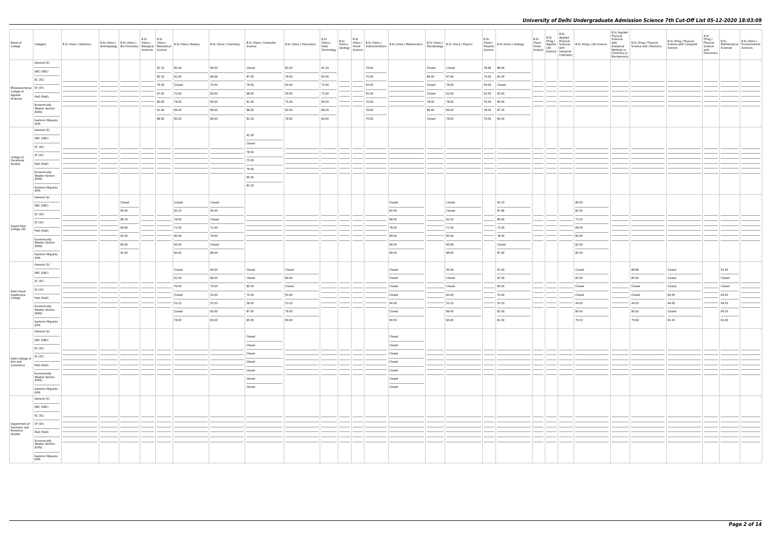# University of Delhi Undergraduate Admission Science 7th Cut-Off List 05-12-2020 18:03:09

| Name of College | Category | B.Sc (Hons.) Statistics | B.Sc (Hons.) Anthropology | B.Sc (Hons.) Bio-Chemistry | B.Sc (Hons.) Biological Sciences | B.Sc (Hons.) Biomedical Science | B.Sc (Hons.) Botany | B.Sc (Hons.) Chemistry | B.Sc (Hons.) Computer Science | B.Sc (Hons.) Electronics | B.Sc (Hons.) Food Technology | B.Sc (Hons.) Geology | B.Sc (Hons.) Home Science | B.Sc (Hons.) Instrumentation | B.Sc (Hons.) Mathematics | B.Sc (Hons.) Microbiology | B.Sc (Hons.) Physics | B.Sc (Hons.) Polymer Science | B.Sc (Hons.) Zoology | B.Sc (Pass) Home Science | B.Sc (Prog.) Applied Life Science | B.Sc Applied Physical Sciences with Industrial Chemistry | B.Sc (Prog.) Life Science | B.Sc Applied Physical Sciences with Analytical Methods in Chemistry & Biochemistry | B.Sc (Prog.) Physical Science with Chemistry | B.Sc (Prog.) Physical Science with Computer Science | B.Sc (Prog.) Physical Science with Electronics | B.Sc Mathematical Sciences | B.Sc (Hons.) Environmental Sciences |
|---|---|---|---|---|---|---|---|---|---|---|---|---|---|---|---|---|---|---|---|---|---|---|---|---|---|---|---|---|---|
| Bhaskaracharya College of Applied Sciences | General (G) | | | | | 92.33 | 85.00 | 90.00 | Closed | 85.00 | 91.33 | | | 79.00 | | Closed | Closed | 78.66 | 88.00 | | | | | | | | | | |
| | OBC (OBC) | | | | | 85.33 | 81.00 | 86.66 | 87.00 | 79.00 | 83.00 | | | 75.00 | | 86.00 | 87.66 | 74.00 | 81.00 | | | | | | | | | | |
| | SC (SC) | | | | | 74.00 | Closed | 75.00 | 79.00 | 65.00 | 75.00 | | | 62.00 | | Closed | 78.00 | 59.00 | Closed | | | | | | | | | | |
| | ST (ST) | | | | | 67.00 | 70.00 | 60.00 | 68.00 | 59.00 | 72.00 | | | 55.00 | | Closed | 63.00 | 55.00 | 65.00 | | | | | | | | | | |
| | PwD (PwD) | | | | | 80.00 | 78.00 | 80.00 | 81.00 | 75.00 | 80.00 | | | 70.00 | | 78.00 | 78.00 | 70.00 | 80.00 | | | | | | | | | | |
| | Economically Weaker Section (EWS) | | | | | 91.00 | 84.00 | 89.00 | 88.00 | 82.00 | 88.00 | | | 78.00 | | 86.00 | 89.00 | 78.00 | 87.00 | | | | | | | | | | |
| | Kashmiri Migrants (KM) | | | | | 88.00 | 80.00 | 80.00 | 81.00 | 78.00 | 80.00 | | | 70.00 | | Closed | 78.00 | 70.00 | 80.00 | | | | | | | | | | |
| College of Vocational Studies | General (G) | | | | | | | | 91.50 | | | | | | | | | | | | | | | | | | | | |
| | OBC (OBC) | | | | | | | | Closed | | | | | | | | | | | | | | | | | | | | |
| | SC (SC) | | | | | | | | 78.50 | | | | | | | | | | | | | | | | | | | | |
| | ST (ST) | | | | | | | | 73.00 | | | | | | | | | | | | | | | | | | | | |
| | PwD (PwD) | | | | | | | | 79.00 | | | | | | | | | | | | | | | | | | | | |
| | Economically Weaker Section (EWS) | | | | | | | | 85.50 | | | | | | | | | | | | | | | | | | | | |
| | Kashmiri Migrants (KM) | | | | | | | | 81.50 | | | | | | | | | | | | | | | | | | | | |
| Daulat Ram College (W) | General (G) | | | Closed | | | Closed | Closed | | | | | | | Closed | | Closed | | 92.33 | | | | 89.00 | | | | | | |
| | OBC (OBC) | | | 90.00 | | | 83.33 | 90.00 | | | | | | | 92.00 | | Closed | | 87.66 | | | | 82.00 | | | | | | |
| | SC (SC) | | | 86.33 | | | 76.00 | Closed | | | | | | | 86.00 | | 82.00 | | 80.00 | | | | 72.00 | | | | | | |
| | ST (ST) | | | 84.66 | | | 71.00 | 71.00 | | | | | | | 78.00 | | 71.00 | | 72.00 | | | | 68.00 | | | | | | |
| | PwD (PwD) | | | 92.00 | | | 80.00 | 78.00 | | | | | | | 89.00 | | 80.00 | | 78.00 | | | | 80.00 | | | | | | |
| | Economically Weaker Section (EWS) | | | 90.00 | | | 83.00 | Closed | | | | | | | 90.00 | | 90.66 | | Closed | | | | 82.00 | | | | | | |
| | Kashmiri Migrants (KM) | | | 91.00 | | | 80.00 | 89.00 | | | | | | | 89.00 | | 88.00 | | 87.00 | | | | 85.00 | | | | | | |
| Deen Dayal Upadhyaya College | General (G) | | | | | | Closed | 94.00 | Closed | Closed | | | | | Closed | | 94.00 | | 91.00 | | | | Closed | | 89.66 | Closed | | 91.00 | |
| | OBC (OBC) | | | | | | 81.00 | 86.00 | Closed | 80.00 | | | | | Closed | | Closed | | 87.00 | | | | 82.00 | | 85.00 | Closed | | Closed | |
| | SC (SC) | | | | | | 76.00 | 70.00 | 85.00 | Closed | | | | | Closed | | Closed | | 80.00 | | | | Closed | | Closed | Closed | | Closed | |
| | ST (ST) | | | | | | Closed | 55.00 | 70.00 | 50.00 | | | | | Closed | | 60.00 | | 70.00 | | | | Closed | | Closed | 60.00 | | 60.00 | |
| | PwD (PwD) | | | | | | 53.33 | 53.33 | 58.00 | 53.33 | | | | | 44.00 | | 53.33 | | 53.33 | | | | 44.00 | | 44.00 | 44.00 | | 44.00 | |
| | Economically Weaker Section (EWS) | | | | | | Closed | 83.00 | 87.00 | 79.00 | | | | | Closed | | 86.00 | | 82.00 | | | | 80.00 | | 80.00 | Closed | | 80.00 | |
| | Kashmiri Migrants (KM) | | | | | | 78.00 | 84.00 | 85.00 | 80.00 | | | | | 84.50 | | 84.00 | | 81.00 | | | | 79.33 | | 79.66 | 81.00 | | 81.00 | |
| Delhi College of Arts and Commerce | General (G) | | | | | | | | Closed | | | | | | Closed | | | | | | | | | | | | | | |
| | OBC (OBC) | | | | | | | | Closed | | | | | | Closed | | | | | | | | | | | | | | |
| | SC (SC) | | | | | | | | Closed | | | | | | Closed | | | | | | | | | | | | | | |
| | ST (ST) | | | | | | | | Closed | | | | | | Closed | | | | | | | | | | | | | | |
| | PwD (PwD) | | | | | | | | Closed | | | | | | Closed | | | | | | | | | | | | | | |
| | Economically Weaker Section (EWS) | | | | | | | | Closed | | | | | | Closed | | | | | | | | | | | | | | |
| | Kashmiri Migrants (KM) | | | | | | | | Closed | | | | | | Closed | | | | | | | | | | | | | | |
| Department of Germanic and Romance Studies | General (G) | | | | | | | | | | | | | | | | | | | | | | | | | | | | |
| | OBC (OBC) | | | | | | | | | | | | | | | | | | | | | | | | | | | | |
| | SC (SC) | | | | | | | | | | | | | | | | | | | | | | | | | | | | |
| | ST (ST) | | | | | | | | | | | | | | | | | | | | | | | | | | | | |
| | PwD (PwD) | | | | | | | | | | | | | | | | | | | | | | | | | | | | |
| | Economically Weaker Section (EWS) | | | | | | | | | | | | | | | | | | | | | | | | | | | | |
| | Kashmiri Migrants (KM) | | | | | | | | | | | | | | | | | | | | | | | | | | | | |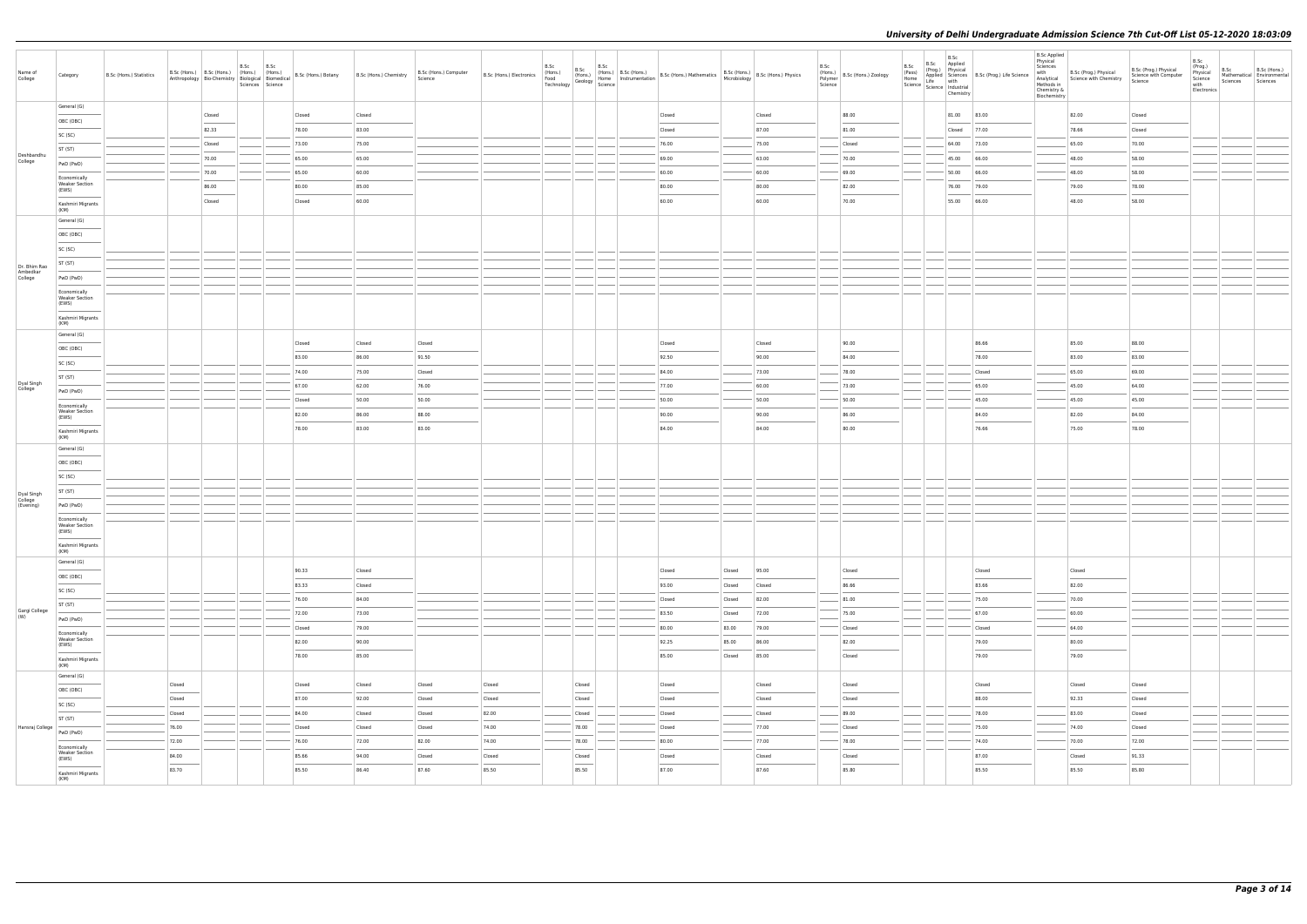| Name of College | Category | B.Sc (Hons.) Statistics | B.Sc (Hons.) Anthropology | B.Sc (Hons.) Bio-Chemistry | B.Sc (Hons.) Biological Sciences | B.Sc (Hons.) Biomedical Science | B.Sc (Hons.) Botany | B.Sc (Hons.) Chemistry | B.Sc (Hons.) Computer Science | B.Sc (Hons.) Electronics | B.Sc (Hons.) Food Technology | B.Sc (Hons.) Geology | B.Sc (Hons.) Home Science | B.Sc (Hons.) Instrumentation | B.Sc (Hons.) Mathematics | B.Sc (Hons.) Microbiology | B.Sc (Hons.) Physics | B.Sc (Hons.) Polymer Science | B.Sc (Hons.) Zoology | B.Sc (Pass) Home Science | B.Sc (Prog.) Applied Life Science | B.Sc Applied Physical Sciences with Industrial Chemistry | B.Sc (Prog.) Life Science | B.Sc Applied Physical Sciences with Analytical Methods in Chemistry & Biochemistry | B.Sc (Prog.) Physical Science with Chemistry | B.Sc (Prog.) Physical Science with Computer Science | B.Sc (Prog.) Physical Science with Electronics | B.Sc Mathematical Sciences | B.Sc (Hons.) Environmental Sciences |
|---|---|---|---|---|---|---|---|---|---|---|---|---|---|---|---|---|---|---|---|---|---|---|---|---|---|---|---|---|---|
| Deshbandhu College | General (G) | | | Closed | | | Closed | Closed | | | | | | | Closed | | Closed | | 88.00 | | | 81.00 | 83.00 | | 82.00 | Closed | | | |
| | OBC (OBC) | | | 82.33 | | | 78.00 | 83.00 | | | | | | | Closed | | 87.00 | | 81.00 | | | Closed | 77.00 | | 78.66 | Closed | | | |
| | SC (SC) | | | Closed | | | 73.00 | 75.00 | | | | | | | 76.00 | | 75.00 | | Closed | | | 64.00 | 73.00 | | 65.00 | 70.00 | | | |
| | ST (ST) | | | 70.00 | | | 65.00 | 65.00 | | | | | | | 69.00 | | 63.00 | | 70.00 | | | 45.00 | 66.00 | | 48.00 | 58.00 | | | |
| | PwD (PwD) | | | 70.00 | | | 65.00 | 60.00 | | | | | | | 60.00 | | 60.00 | | 69.00 | | | 50.00 | 66.00 | | 48.00 | 58.00 | | | |
| | Economically Weaker Section (EWS) | | | 86.00 | | | 80.00 | 85.00 | | | | | | | 80.00 | | 80.00 | | 82.00 | | | 76.00 | 79.00 | | 79.00 | 78.00 | | | |
| | Kashmiri Migrants (KM) | | | Closed | | | Closed | 60.00 | | | | | | | 60.00 | | 60.00 | | 70.00 | | | 55.00 | 66.00 | | 48.00 | 58.00 | | | |
| Dr. Bhim Rao Ambedkar College | General (G) | | | | | | | | | | | | | | | | | | | | | | | | | | | | |
| | OBC (OBC) | | | | | | | | | | | | | | | | | | | | | | | | | | | | |
| | SC (SC) | | | | | | | | | | | | | | | | | | | | | | | | | | | | |
| | ST (ST) | | | | | | | | | | | | | | | | | | | | | | | | | | | | |
| | PwD (PwD) | | | | | | | | | | | | | | | | | | | | | | | | | | | | |
| | Economically Weaker Section (EWS) | | | | | | | | | | | | | | | | | | | | | | | | | | | | |
| | Kashmiri Migrants (KM) | | | | | | | | | | | | | | | | | | | | | | | | | | | | |
| Dyal Singh College | General (G) | | | | | | Closed | Closed | Closed | | | | | | Closed | | Closed | | 90.00 | | | | 86.66 | | 85.00 | 88.00 | | | |
| | OBC (OBC) | | | | | | 83.00 | 86.00 | 91.50 | | | | | | 92.50 | | 90.00 | | 84.00 | | | | 78.00 | | 83.00 | 83.00 | | | |
| | SC (SC) | | | | | | 74.00 | 75.00 | Closed | | | | | | 84.00 | | 73.00 | | 78.00 | | | | Closed | | 65.00 | 69.00 | | | |
| | ST (ST) | | | | | | 67.00 | 62.00 | 76.00 | | | | | | 77.00 | | 60.00 | | 73.00 | | | | 65.00 | | 45.00 | 64.00 | | | |
| | PwD (PwD) | | | | | | Closed | 50.00 | 50.00 | | | | | | 50.00 | | 50.00 | | 50.00 | | | | 45.00 | | 45.00 | 45.00 | | | |
| | Economically Weaker Section (EWS) | | | | | | 82.00 | 86.00 | 88.00 | | | | | | 90.00 | | 90.00 | | 86.00 | | | | 84.00 | | 82.00 | 84.00 | | | |
| | Kashmiri Migrants (KM) | | | | | | 78.00 | 83.00 | 83.00 | | | | | | 84.00 | | 84.00 | | 80.00 | | | | 76.66 | | 75.00 | 78.00 | | | |
| Dyal Singh College (Evening) | General (G) | | | | | | | | | | | | | | | | | | | | | | | | | | | | |
| | OBC (OBC) | | | | | | | | | | | | | | | | | | | | | | | | | | | | |
| | SC (SC) | | | | | | | | | | | | | | | | | | | | | | | | | | | | |
| | ST (ST) | | | | | | | | | | | | | | | | | | | | | | | | | | | | |
| | PwD (PwD) | | | | | | | | | | | | | | | | | | | | | | | | | | | | |
| | Economically Weaker Section (EWS) | | | | | | | | | | | | | | | | | | | | | | | | | | | | |
| | Kashmiri Migrants (KM) | | | | | | | | | | | | | | | | | | | | | | | | | | | | |
| Gargi College (W) | General (G) | | | | | | 90.33 | Closed | | | | | | | Closed | Closed | 95.00 | | Closed | | | | Closed | | Closed | | | | |
| | OBC (OBC) | | | | | | 83.33 | Closed | | | | | | | 93.00 | Closed | Closed | | 86.66 | | | | 83.66 | | 82.00 | | | | |
| | SC (SC) | | | | | | 76.00 | 84.00 | | | | | | | Closed | Closed | 82.00 | | 81.00 | | | | 75.00 | | 70.00 | | | | |
| | ST (ST) | | | | | | 72.00 | 73.00 | | | | | | | 83.50 | Closed | 72.00 | | 75.00 | | | | 67.00 | | 60.00 | | | | |
| | PwD (PwD) | | | | | | Closed | 79.00 | | | | | | | 80.00 | 83.00 | 79.00 | | Closed | | | | Closed | | 64.00 | | | | |
| | Economically Weaker Section (EWS) | | | | | | 82.00 | 90.00 | | | | | | | 92.25 | 85.00 | 86.00 | | 82.00 | | | | 79.00 | | 80.00 | | | | |
| | Kashmiri Migrants (KM) | | | | | | 78.00 | 85.00 | | | | | | | 85.00 | Closed | 85.00 | | Closed | | | | 79.00 | | 79.00 | | | | |
| Hansraj College | General (G) | | Closed | | | | Closed | Closed | Closed | Closed | | Closed | | | Closed | | Closed | | Closed | | | | Closed | | Closed | Closed | | | |
| | OBC (OBC) | | Closed | | | | 87.00 | 92.00 | Closed | Closed | | Closed | | | Closed | | Closed | | Closed | | | | 88.00 | | 92.33 | Closed | | | |
| | SC (SC) | | Closed | | | | 84.00 | Closed | Closed | 82.00 | | Closed | | | Closed | | Closed | | 89.00 | | | | 78.00 | | 83.00 | Closed | | | |
| | ST (ST) | | 76.00 | | | | Closed | Closed | Closed | 74.00 | | 78.00 | | | Closed | | 77.00 | | Closed | | | | 75.00 | | 74.00 | Closed | | | |
| | PwD (PwD) | | 72.00 | | | | 76.00 | 72.00 | 82.00 | 74.00 | | 78.00 | | | 80.00 | | 77.00 | | 78.00 | | | | 74.00 | | 70.00 | 72.00 | | | |
| | Economically Weaker Section (EWS) | | 84.00 | | | | 85.66 | 94.00 | Closed | Closed | | Closed | | | Closed | | Closed | | Closed | | | | 87.00 | | Closed | 91.33 | | | |
| | Kashmiri Migrants (KM) | | 83.70 | | | | 85.50 | 86.40 | 87.60 | 85.50 | | 85.50 | | | 87.00 | | 87.60 | | 85.80 | | | | 85.50 | | 85.50 | 85.80 | | | |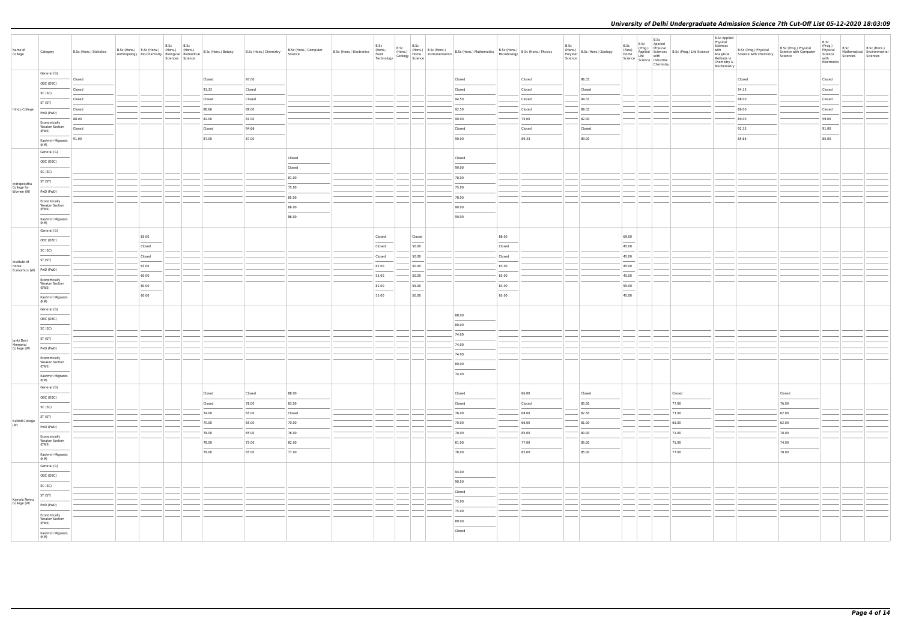# University of Delhi Undergraduate Admission Science 7th Cut-Off List 05-12-2020 18:03:09

| Name of College | Category | B.Sc (Hons.) Statistics | B.Sc (Hons.) Anthropology | B.Sc (Hons.) Bio-Chemistry | B.Sc (Hons.) Biological Sciences | B.Sc (Hons.) Biomedical Science | B.Sc (Hons.) Botany | B.Sc (Hons.) Chemistry | B.Sc (Hons.) Computer Science | B.Sc (Hons.) Electronics | B.Sc (Hons.) Food Technology | B.Sc (Hons.) Geology | B.Sc (Hons.) Home Science | B.Sc (Hons.) Instrumentation | B.Sc (Hons.) Mathematics | B.Sc (Hons.) Microbiology | B.Sc (Hons.) Physics | B.Sc (Hons.) Polymer Science | B.Sc (Hons.) Zoology | B.Sc (Pass) Home Science | B.Sc (Prog.) Applied Life Science | B.Sc Applied Physical Sciences with Industrial Chemistry | B.Sc (Prog.) Life Science | B.Sc Applied Physical Sciences with Analytical Methods in Chemistry & Biochemistry | B.Sc (Prog.) Physical Science with Chemistry | B.Sc (Prog.) Physical Science with Computer Science | B.Sc (Prog.) Physical Science with Electronics | B.Sc Mathematical Sciences | B.Sc (Hons.) Environmental Sciences |
|---|---|---|---|---|---|---|---|---|---|---|---|---|---|---|---|---|---|---|---|---|---|---|---|---|---|---|---|---|---|
| Hindu College | General (G) | Closed | | | | | Closed | 97.00 | | | | | | | Closed | | Closed | | 96.33 | | | | | | Closed | | Closed | | |
| | OBC (OBC) | Closed | | | | | 91.33 | Closed | | | | | | | Closed | | Closed | | Closed | | | | | | 94.33 | | Closed | | |
| | SC (SC) | Closed | | | | | Closed | Closed | | | | | | | 94.50 | | Closed | | 94.33 | | | | | | 88.00 | | Closed | | |
| | ST (ST) | Closed | | | | | 88.66 | 89.00 | | | | | | | 92.50 | | Closed | | 89.33 | | | | | | 86.00 | | Closed | | |
| | PwD (PwD) | 88.00 | | | | | 82.00 | 81.00 | | | | | | | 90.00 | | 75.00 | | 82.00 | | | | | | 80.00 | | 59.00 | | |
| | Economically Weaker Section (EWS) | Closed | | | | | Closed | 94.66 | | | | | | | Closed | | Closed | | Closed | | | | | | 92.33 | | 91.00 | | |
| | Kashmiri Migrants (KM) | 91.00 | | | | | 87.00 | 87.00 | | | | | | | 90.00 | | 89.33 | | 89.00 | | | | | | 85.66 | | 85.00 | | |
| Indraprastha College for Women (W) | General (G) | | | | | | | | Closed | | | | | | Closed | | | | | | | | | | | | | | |
| | OBC (OBC) | | | | | | | | Closed | | | | | | 90.00 | | | | | | | | | | | | | | |
| | SC (SC) | | | | | | | | 81.00 | | | | | | 78.00 | | | | | | | | | | | | | | |
| | ST (ST) | | | | | | | | 75.00 | | | | | | 75.00 | | | | | | | | | | | | | | |
| | PwD (PwD) | | | | | | | | 85.00 | | | | | | 78.00 | | | | | | | | | | | | | | |
| | Economically Weaker Section (EWS) | | | | | | | | 86.00 | | | | | | 90.00 | | | | | | | | | | | | | | |
| | Kashmiri Migrants (KM) | | | | | | | | 86.00 | | | | | | 90.00 | | | | | | | | | | | | | | |
| Institute of Home Economics (W) | General (G) | | | 85.00 | | | | | | | Closed | | Closed | | | 86.00 | | | | 69.00 | | | | | | | | | |
| | OBC (OBC) | | | Closed | | | | | | | Closed | | 50.00 | | | Closed | | | | 45.00 | | | | | | | | | |
| | SC (SC) | | | Closed | | | | | | | Closed | | 50.00 | | | Closed | | | | 45.00 | | | | | | | | | |
| | ST (ST) | | | 63.00 | | | | | | | 62.00 | | 50.00 | | | 63.00 | | | | 45.00 | | | | | | | | | |
| | PwD (PwD) | | | 60.00 | | | | | | | 55.00 | | 50.00 | | | 63.00 | | | | 45.00 | | | | | | | | | |
| | Economically Weaker Section (EWS) | | | 80.00 | | | | | | | 82.00 | | 55.00 | | | 83.00 | | | | 55.00 | | | | | | | | | |
| | Kashmiri Migrants (KM) | | | 60.00 | | | | | | | 55.00 | | 50.00 | | | 65.00 | | | | 45.00 | | | | | | | | | |
| Janki Devi Memorial College (W) | General (G) | | | | | | | | | | | | | | 88.00 | | | | | | | | | | | | | | |
| | OBC (OBC) | | | | | | | | | | | | | | 80.00 | | | | | | | | | | | | | | |
| | SC (SC) | | | | | | | | | | | | | | 74.00 | | | | | | | | | | | | | | |
| | ST (ST) | | | | | | | | | | | | | | 74.00 | | | | | | | | | | | | | | |
| | PwD (PwD) | | | | | | | | | | | | | | 74.00 | | | | | | | | | | | | | | |
| | Economically Weaker Section (EWS) | | | | | | | | | | | | | | 80.00 | | | | | | | | | | | | | | |
| | Kashmiri Migrants (KM) | | | | | | | | | | | | | | 74.00 | | | | | | | | | | | | | | |
| Kalindi College (W) | General (G) | | | | | | Closed | Closed | 88.00 | | | | | | Closed | | 86.00 | | Closed | | | | Closed | | | Closed | | | |
| | OBC (OBC) | | | | | | Closed | 78.00 | 83.00 | | | | | | Closed | | Closed | | 85.50 | | | | 77.00 | | | 76.00 | | | |
| | SC (SC) | | | | | | 74.00 | 65.00 | Closed | | | | | | 76.00 | | 68.00 | | 82.50 | | | | 73.00 | | | 62.00 | | | |
| | ST (ST) | | | | | | 70.00 | 65.00 | 70.00 | | | | | | 70.00 | | 66.00 | | 81.00 | | | | 65.00 | | | 62.00 | | | |
| | PwD (PwD) | | | | | | 78.00 | 65.00 | 76.00 | | | | | | 70.00 | | 85.00 | | 80.00 | | | | 71.00 | | | 78.00 | | | |
| | Economically Weaker Section (EWS) | | | | | | 78.00 | 75.00 | 82.00 | | | | | | 81.00 | | 77.00 | | 85.00 | | | | 75.00 | | | 74.00 | | | |
| | Kashmiri Migrants (KM) | | | | | | 79.00 | 65.00 | 77.00 | | | | | | 78.00 | | 85.00 | | 85.00 | | | | 77.00 | | | 78.00 | | | |
| Kamala Nehru College (W) | General (G) | | | | | | | | | | | | | | 94.00 | | | | | | | | | | | | | | |
| | OBC (OBC) | | | | | | | | | | | | | | 90.50 | | | | | | | | | | | | | | |
| | SC (SC) | | | | | | | | | | | | | | Closed | | | | | | | | | | | | | | |
| | ST (ST) | | | | | | | | | | | | | | 75.00 | | | | | | | | | | | | | | |
| | PwD (PwD) | | | | | | | | | | | | | | 75.00 | | | | | | | | | | | | | | |
| | Economically Weaker Section (EWS) | | | | | | | | | | | | | | 89.00 | | | | | | | | | | | | | | |
| | Kashmiri Migrants (KM) | | | | | | | | | | | | | | Closed | | | | | | | | | | | | | | |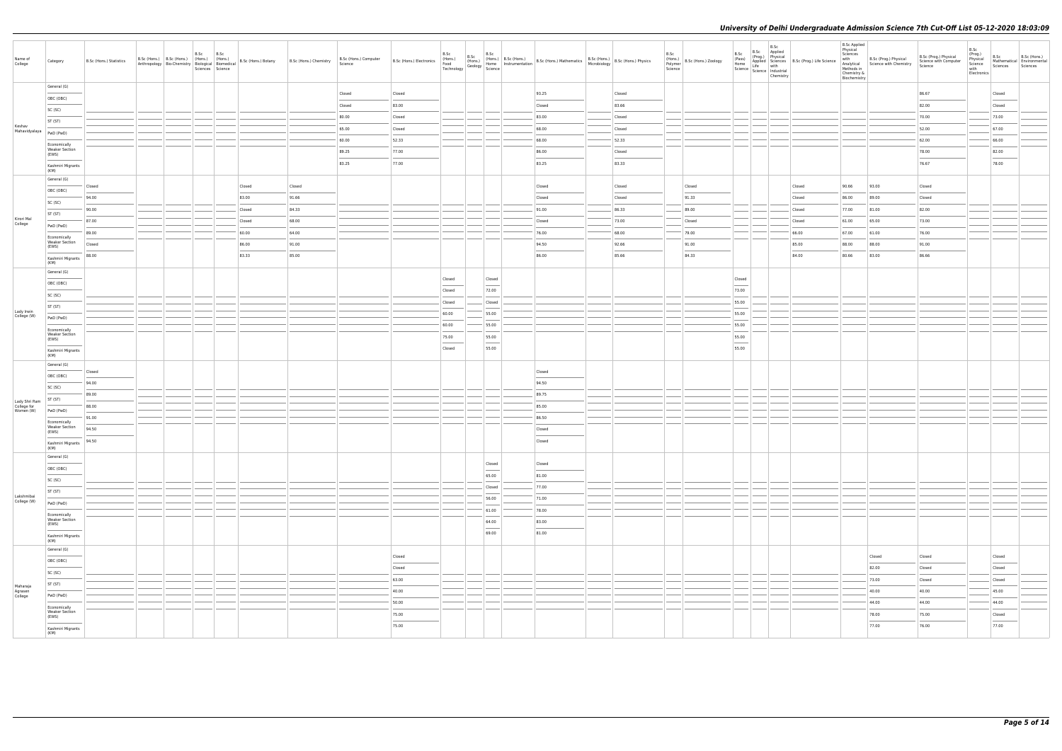# University of Delhi Undergraduate Admission Science 7th Cut-Off List 05-12-2020 18:03:09

| Name of College | Category | B.Sc (Hons.) Statistics | B.Sc (Hons.) Anthropology | B.Sc (Hons.) Bio-Chemistry | B.Sc (Hons.) Biological Sciences | B.Sc (Hons.) Biomedical Science | B.Sc (Hons.) Botany | B.Sc (Hons.) Chemistry | B.Sc (Hons.) Computer Science | B.Sc (Hons.) Electronics | B.Sc (Hons.) Food Technology | B.Sc (Hons.) Geology | B.Sc (Hons.) Home Science | B.Sc (Hons.) Instrumentation | B.Sc (Hons.) Mathematics | B.Sc (Hons.) Microbiology | B.Sc (Hons.) Physics | B.Sc (Hons.) Polymer Science | B.Sc (Hons.) Zoology | B.Sc (Pass) Home Science | B.Sc (Prog.) Applied Life Science | B.Sc Applied Physical Sciences with Industrial Chemistry | B.Sc (Prog.) Life Science | B.Sc Applied Physical Sciences with Analytical Methods in Chemistry & Biochemistry | B.Sc (Prog.) Physical Science with Chemistry | B.Sc (Prog.) Physical Science with Computer Science | B.Sc (Prog.) Physical Science with Electronics | B.Sc Mathematical Sciences | B.Sc (Hons.) Environmental Sciences |
|---|---|---|---|---|---|---|---|---|---|---|---|---|---|---|---|---|---|---|---|---|---|---|---|---|---|---|---|---|---|
| Keshav Mahavidyalaya | General (G) | | | | | | | | Closed | Closed | | | | | 93.25 | | Closed | | | | | | | | | 86.67 | | Closed | |
| | OBC (OBC) | | | | | | | | Closed | 83.00 | | | | | Closed | | 83.66 | | | | | | | | | 82.00 | | Closed | |
| | SC (SC) | | | | | | | | 80.00 | Closed | | | | | 83.00 | | Closed | | | | | | | | | 70.00 | | 73.00 | |
| | ST (ST) | | | | | | | | 65.00 | Closed | | | | | 68.00 | | Closed | | | | | | | | | 52.00 | | 67.00 | |
| | PwD (PwD) | | | | | | | | 60.00 | 52.33 | | | | | 68.00 | | 52.33 | | | | | | | | | 62.00 | | 66.00 | |
| | Economically Weaker Section (EWS) | | | | | | | | 89.25 | 77.00 | | | | | 86.00 | | Closed | | | | | | | | | 78.00 | | 82.00 | |
| | Kashmiri Migrants (KM) | | | | | | | | 83.25 | 77.00 | | | | | 83.25 | | 83.33 | | | | | | | | | 76.67 | | 78.00 | |
| Kirori Mal College | General (G) | Closed | | | | | Closed | Closed | | | | | | | Closed | | Closed | | Closed | | | | Closed | 90.66 | 93.00 | Closed | | | |
| | OBC (OBC) | 94.00 | | | | | 83.00 | 91.66 | | | | | | | Closed | | Closed | | 91.33 | | | | Closed | 86.00 | 89.00 | Closed | | | |
| | SC (SC) | 90.00 | | | | | Closed | 84.33 | | | | | | | 91.00 | | 86.33 | | 89.00 | | | | Closed | 77.00 | 81.00 | 82.00 | | | |
| | ST (ST) | 87.00 | | | | | Closed | 68.00 | | | | | | | Closed | | 73.00 | | Closed | | | | Closed | 61.00 | 65.00 | 73.00 | | | |
| | PwD (PwD) | 89.00 | | | | | 60.00 | 64.00 | | | | | | | 76.00 | | 68.00 | | 79.00 | | | | 66.00 | 67.00 | 61.00 | 76.00 | | | |
| | Economically Weaker Section (EWS) | Closed | | | | | 86.00 | 91.00 | | | | | | | 94.50 | | 92.66 | | 91.00 | | | | 85.00 | 88.00 | 88.00 | 91.00 | | | |
| | Kashmiri Migrants (KM) | 88.00 | | | | | 83.33 | 85.00 | | | | | | | 86.00 | | 85.66 | | 84.33 | | | | 84.00 | 80.66 | 83.00 | 86.66 | | | |
| Lady Irwin College (W) | General (G) | | | | | | | | | | Closed | | Closed | | | | | | | Closed | | | | | | | | | |
| | OBC (OBC) | | | | | | | | | | Closed | | 72.00 | | | | | | | 73.00 | | | | | | | | | |
| | SC (SC) | | | | | | | | | | Closed | | Closed | | | | | | | 55.00 | | | | | | | | | |
| | ST (ST) | | | | | | | | | | 60.00 | | 55.00 | | | | | | | 55.00 | | | | | | | | | |
| | PwD (PwD) | | | | | | | | | | 60.00 | | 55.00 | | | | | | | 55.00 | | | | | | | | | |
| | Economically Weaker Section (EWS) | | | | | | | | | | 75.00 | | 55.00 | | | | | | | 55.00 | | | | | | | | | |
| | Kashmiri Migrants (KM) | | | | | | | | | | Closed | | 55.00 | | | | | | | 55.00 | | | | | | | | | |
| Lady Shri Ram College for Women (W) | General (G) | Closed | | | | | | | | | | | | | Closed | | | | | | | | | | | | | | |
| | OBC (OBC) | 94.00 | | | | | | | | | | | | | 94.50 | | | | | | | | | | | | | | |
| | SC (SC) | 89.00 | | | | | | | | | | | | | 89.75 | | | | | | | | | | | | | | |
| | ST (ST) | 88.00 | | | | | | | | | | | | | 85.00 | | | | | | | | | | | | | | |
| | PwD (PwD) | 91.00 | | | | | | | | | | | | | 86.50 | | | | | | | | | | | | | | |
| | Economically Weaker Section (EWS) | 94.50 | | | | | | | | | | | | | Closed | | | | | | | | | | | | | | |
| | Kashmiri Migrants (KM) | 94.50 | | | | | | | | | | | | | Closed | | | | | | | | | | | | | | |
| Lakshmibai College (W) | General (G) | | | | | | | | | | | | Closed | | Closed | | | | | | | | | | | | | | |
| | OBC (OBC) | | | | | | | | | | | | 65.00 | | 81.00 | | | | | | | | | | | | | | |
| | SC (SC) | | | | | | | | | | | | Closed | | 77.00 | | | | | | | | | | | | | | |
| | ST (ST) | | | | | | | | | | | | 56.00 | | 71.00 | | | | | | | | | | | | | | |
| | PwD (PwD) | | | | | | | | | | | | 61.00 | | 78.00 | | | | | | | | | | | | | | |
| | Economically Weaker Section (EWS) | | | | | | | | | | | | 64.00 | | 83.00 | | | | | | | | | | | | | | |
| | Kashmiri Migrants (KM) | | | | | | | | | | | | 69.00 | | 81.00 | | | | | | | | | | | | | | |
| Maharaja Agrasen College | General (G) | | | | | | | | | Closed | | | | | | | | | | | | | | | Closed | Closed | | Closed | |
| | OBC (OBC) | | | | | | | | | Closed | | | | | | | | | | | | | | | 82.00 | Closed | | Closed | |
| | SC (SC) | | | | | | | | | 63.00 | | | | | | | | | | | | | | | 73.00 | Closed | | Closed | |
| | ST (ST) | | | | | | | | | 40.00 | | | | | | | | | | | | | | | 40.00 | 40.00 | | 45.00 | |
| | PwD (PwD) | | | | | | | | | 50.00 | | | | | | | | | | | | | | | 44.00 | 44.00 | | 44.00 | |
| | Economically Weaker Section (EWS) | | | | | | | | | 75.00 | | | | | | | | | | | | | | | 78.00 | 75.00 | | Closed | |
| | Kashmiri Migrants (KM) | | | | | | | | | 75.00 | | | | | | | | | | | | | | | 77.00 | 76.00 | | 77.00 | |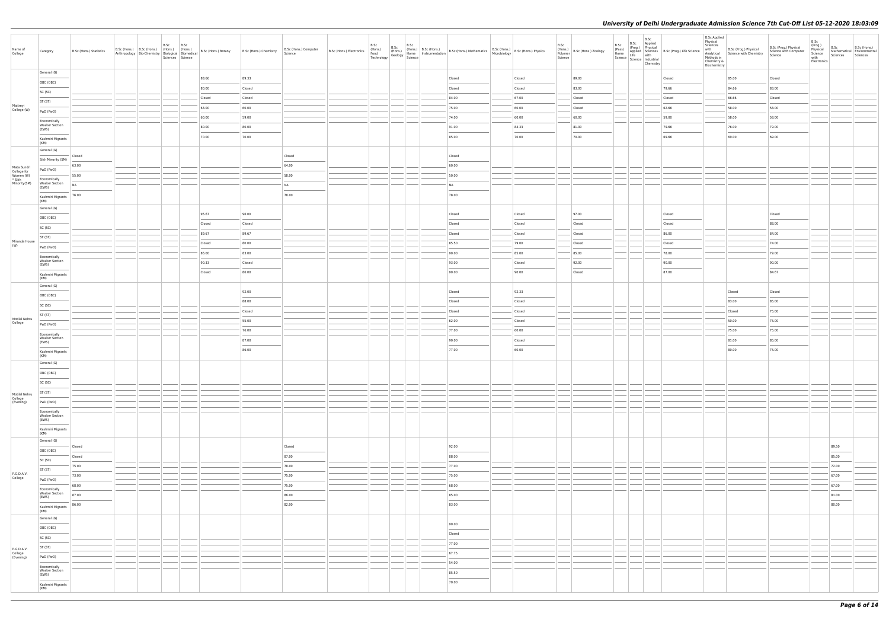| Name of College | Category | B.Sc (Hons.) Statistics | B.Sc (Hons.) Anthropology | B.Sc (Hons.) Bio-Chemistry | B.Sc (Hons.) Biological Sciences | B.Sc (Hons.) Biomedical Science | B.Sc (Hons.) Botany | B.Sc (Hons.) Chemistry | B.Sc (Hons.) Computer Science | B.Sc (Hons.) Electronics | B.Sc (Hons.) Food Technology | B.Sc (Hons.) Geology | B.Sc (Hons.) Home Science | B.Sc (Hons.) Instrumentation | B.Sc (Hons.) Mathematics | B.Sc (Hons.) Microbiology | B.Sc (Hons.) Physics | B.Sc (Hons.) Polymer Science | B.Sc (Hons.) Zoology | B.Sc (Pass) Home Science | B.Sc (Prog.) Applied Life Science | B.Sc Applied Physical Sciences with Industrial Chemistry | B.Sc (Prog.) Life Science | B.Sc Applied Physical Sciences with Analytical Methods in Chemistry & Biochemistry | B.Sc (Prog.) Physical Science with Chemistry | B.Sc (Prog.) Physical Science with Computer Science | B.Sc (Prog.) Physical Science with Electronics | B.Sc Mathematical Sciences | B.Sc (Hons.) Environmental Sciences |
|---|---|---|---|---|---|---|---|---|---|---|---|---|---|---|---|---|---|---|---|---|---|---|---|---|---|---|---|---|---|
| Maitreyi College (W) | General (G) | | | | | | 86.66 | 89.33 | | | | | | | Closed | | Closed | | 89.00 | | | | Closed | | 85.00 | Closed | | | |
| | OBC (OBC) | | | | | | 80.00 | Closed | | | | | | | Closed | | Closed | | 83.00 | | | | 79.66 | | 84.66 | 83.00 | | | |
| | SC (SC) | | | | | | Closed | Closed | | | | | | | 84.00 | | 67.00 | | Closed | | | | Closed | | 66.66 | Closed | | | |
| | ST (ST) | | | | | | 63.00 | 60.00 | | | | | | | 75.00 | | 60.00 | | Closed | | | | 62.66 | | 58.00 | 58.00 | | | |
| | PwD (PwD) | | | | | | 60.00 | 59.00 | | | | | | | 74.00 | | 60.00 | | 60.00 | | | | 59.00 | | 58.00 | 58.00 | | | |
| | Economically Weaker Section (EWS) | | | | | | 80.00 | 80.00 | | | | | | | 91.00 | | 84.33 | | 81.00 | | | | 79.66 | | 76.00 | 79.00 | | | |
| | Kashmiri Migrants (KM) | | | | | | 70.00 | 70.00 | | | | | | | 85.00 | | 70.00 | | 70.00 | | | | 69.66 | | 69.00 | 69.00 | | | |
| Mata Sundri College for Women (W) * Sikh Minority(SM) | General (G) | Closed | | | | | | | Closed | | | | | | Closed | | | | | | | | | | | | | | |
| | Sikh Minority (SM) | 63.00 | | | | | | | 64.00 | | | | | | 60.00 | | | | | | | | | | | | | | |
| | PwD (PwD) | 55.00 | | | | | | | 58.00 | | | | | | 50.00 | | | | | | | | | | | | | | |
| | Economically Weaker Section (EWS) | NA | | | | | | | NA | | | | | | NA | | | | | | | | | | | | | | |
| | Kashmiri Migrants (KM) | 76.00 | | | | | | | 78.00 | | | | | | 78.00 | | | | | | | | | | | | | | |
| Miranda House (W) | General (G) | | | | | | 95.67 | 96.00 | | | | | | | Closed | | Closed | | 97.00 | | | | Closed | | | Closed | | | |
| | OBC (OBC) | | | | | | Closed | Closed | | | | | | | Closed | | Closed | | Closed | | | | Closed | | | 88.00 | | | |
| | SC (SC) | | | | | | 89.67 | 89.67 | | | | | | | Closed | | Closed | | Closed | | | | 86.00 | | | 84.00 | | | |
| | ST (ST) | | | | | | Closed | 80.00 | | | | | | | 85.50 | | 79.00 | | Closed | | | | Closed | | | 74.00 | | | |
| | PwD (PwD) | | | | | | 86.00 | 83.00 | | | | | | | 90.00 | | 85.00 | | 85.00 | | | | 78.00 | | | 79.00 | | | |
| | Economically Weaker Section (EWS) | | | | | | 90.33 | Closed | | | | | | | 93.00 | | Closed | | 92.00 | | | | 90.00 | | | 90.00 | | | |
| | Kashmiri Migrants (KM) | | | | | | Closed | 86.00 | | | | | | | 90.00 | | 90.00 | | Closed | | | | 87.00 | | | 84.67 | | | |
| Motilal Nehru College | General (G) | | | | | | | 92.00 | | | | | | | Closed | | 92.33 | | | | | | | | Closed | Closed | | | |
| | OBC (OBC) | | | | | | | 88.00 | | | | | | | Closed | | Closed | | | | | | | | 83.00 | 85.00 | | | |
| | SC (SC) | | | | | | | Closed | | | | | | | Closed | | Closed | | | | | | | | Closed | 75.00 | | | |
| | ST (ST) | | | | | | | 55.00 | | | | | | | 62.00 | | Closed | | | | | | | | 50.00 | 75.00 | | | |
| | PwD (PwD) | | | | | | | 76.00 | | | | | | | 77.00 | | 60.00 | | | | | | | | 75.00 | 75.00 | | | |
| | Economically Weaker Section (EWS) | | | | | | | 87.00 | | | | | | | 90.00 | | Closed | | | | | | | | 81.00 | 85.00 | | | |
| | Kashmiri Migrants (KM) | | | | | | | 86.00 | | | | | | | 77.00 | | 60.00 | | | | | | | | 80.00 | 75.00 | | | |
| Motilal Nehru College (Evening) | General (G) | | | | | | | | | | | | | | | | | | | | | | | | | | | | |
| | OBC (OBC) | | | | | | | | | | | | | | | | | | | | | | | | | | | | |
| | SC (SC) | | | | | | | | | | | | | | | | | | | | | | | | | | | | |
| | ST (ST) | | | | | | | | | | | | | | | | | | | | | | | | | | | | |
| | PwD (PwD) | | | | | | | | | | | | | | | | | | | | | | | | | | | | |
| | Economically Weaker Section (EWS) | | | | | | | | | | | | | | | | | | | | | | | | | | | | |
| | Kashmiri Migrants (KM) | | | | | | | | | | | | | | | | | | | | | | | | | | | | |
| P.G.D.A.V. College | General (G) | Closed | | | | | | | Closed | | | | | | 92.00 | | | | | | | | | | | | | 89.50 | |
| | OBC (OBC) | Closed | | | | | | | 87.00 | | | | | | 88.00 | | | | | | | | | | | | | 85.00 | |
| | SC (SC) | 75.00 | | | | | | | 78.00 | | | | | | 77.00 | | | | | | | | | | | | | 72.00 | |
| | ST (ST) | 73.00 | | | | | | | 75.00 | | | | | | 75.00 | | | | | | | | | | | | | 67.00 | |
| | PwD (PwD) | 68.00 | | | | | | | 75.00 | | | | | | 68.00 | | | | | | | | | | | | | 67.00 | |
| | Economically Weaker Section (EWS) | 87.00 | | | | | | | 86.00 | | | | | | 85.00 | | | | | | | | | | | | | 81.00 | |
| | Kashmiri Migrants (KM) | 86.00 | | | | | | | 82.00 | | | | | | 83.00 | | | | | | | | | | | | | 80.00 | |
| P.G.D.A.V. College (Evening) | General (G) | | | | | | | | | | | | | | 90.00 | | | | | | | | | | | | | | |
| | OBC (OBC) | | | | | | | | | | | | | | Closed | | | | | | | | | | | | | | |
| | SC (SC) | | | | | | | | | | | | | | 77.00 | | | | | | | | | | | | | | |
| | ST (ST) | | | | | | | | | | | | | | 67.75 | | | | | | | | | | | | | | |
| | PwD (PwD) | | | | | | | | | | | | | | 54.00 | | | | | | | | | | | | | | |
| | Economically Weaker Section (EWS) | | | | | | | | | | | | | | 85.50 | | | | | | | | | | | | | | |
| | Kashmiri Migrants (KM) | | | | | | | | | | | | | | 70.00 | | | | | | | | | | | | | | |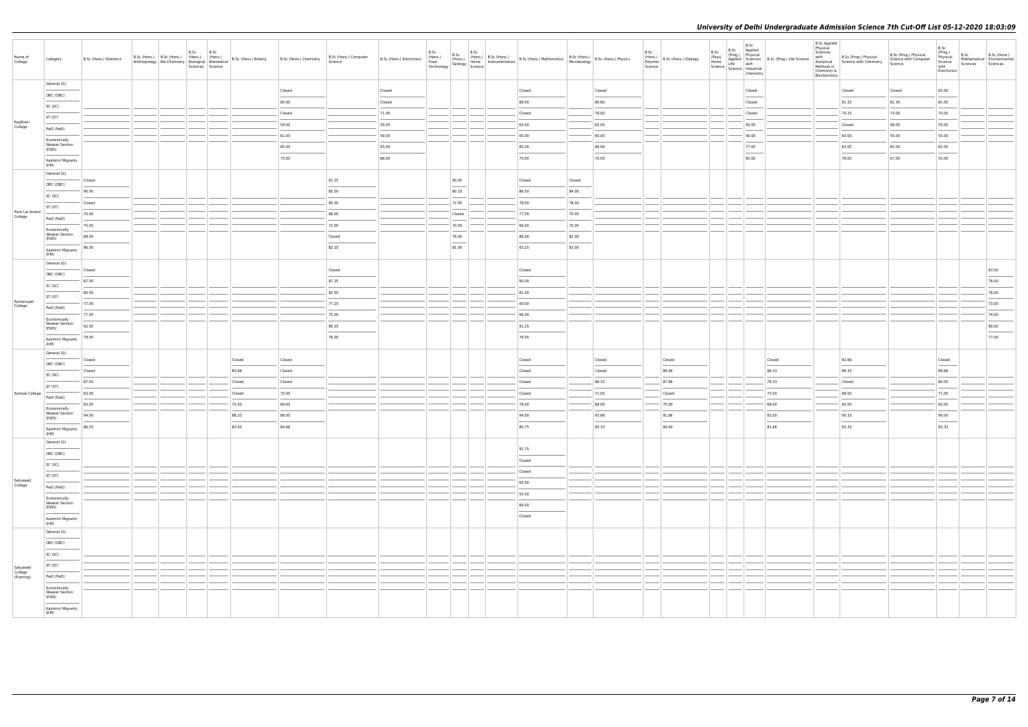# University of Delhi Undergraduate Admission Science 7th Cut-Off List 05-12-2020 18:03:09

| Name of College | Category | B.Sc (Hons.) Statistics | B.Sc (Hons.) Anthropology | B.Sc (Hons.) Bio-Chemistry | B.Sc (Hons.) Biological Sciences | B.Sc (Hons.) Biomedical Science | B.Sc (Hons.) Botany | B.Sc (Hons.) Chemistry | B.Sc (Hons.) Computer Science | B.Sc (Hons.) Electronics | B.Sc (Hons.) Food Technology | B.Sc (Hons.) Geology | B.Sc (Hons.) Home Science | B.Sc (Hons.) Instrumentation | B.Sc (Hons.) Mathematics | B.Sc (Hons.) Microbiology | B.Sc (Hons.) Physics | B.Sc (Hons.) Polymer Science | B.Sc (Hons.) Zoology | B.Sc (Pass) Home Science | B.Sc (Prog.) Applied Life Science | B.Sc Applied Physical Sciences with Industrial Chemistry | B.Sc (Prog.) Life Science | B.Sc Applied Physical Sciences with Analytical Methods in Chemistry & Biochemistry | B.Sc (Prog.) Physical Science with Chemistry | B.Sc (Prog.) Physical Science with Computer Science | B.Sc (Prog.) Physical Science with Electronics | B.Sc Mathematical Sciences | B.Sc (Hons.) Environmental Sciences |
|---|---|---|---|---|---|---|---|---|---|---|---|---|---|---|---|---|---|---|---|---|---|---|---|---|---|---|---|---|---|
| Rajdhani College | General (G) | | | | | | | Closed | | Closed | | | | | Closed | | Closed | | | | | Closed | | | Closed | Closed | 83.00 | | |
| | OBC (OBC) | | | | | | | 85.00 | | Closed | | | | | 88.00 | | 86.60 | | | | | Closed | | | 81.33 | 81.30 | 81.00 | | |
| | SC (SC) | | | | | | | Closed | | 71.00 | | | | | Closed | | 76.00 | | | | | Closed | | | 70.33 | 73.00 | 70.00 | | |
| | ST (ST) | | | | | | | 59.00 | | 59.00 | | | | | 65.00 | | 65.00 | | | | | 50.00 | | | Closed | 58.00 | 55.00 | | |
| | PwD (PwD) | | | | | | | 61.00 | | 59.00 | | | | | 65.00 | | 60.00 | | | | | 56.00 | | | 60.00 | 55.00 | 55.00 | | |
| | Economically Weaker Section (EWS) | | | | | | | 85.00 | | 83.00 | | | | | 85.00 | | 86.00 | | | | | 77.00 | | | 83.00 | 82.00 | 82.00 | | |
| | Kashmiri Migrants (KM) | | | | | | | 75.00 | | 68.00 | | | | | 70.00 | | 70.00 | | | | | 65.00 | | | 76.00 | 67.00 | 55.00 | | |
| Ram Lal Anand College | General (G) | Closed | | | | | | | 91.25 | | | 90.00 | | | Closed | Closed | | | | | | | | | | | | | |
| | OBC (OBC) | 90.00 | | | | | | | 85.00 | | | 80.33 | | | 86.50 | 84.00 | | | | | | | | | | | | | |
| | SC (SC) | Closed | | | | | | | 80.00 | | | 72.00 | | | 78.00 | 78.00 | | | | | | | | | | | | | |
| | ST (ST) | 70.00 | | | | | | | 68.00 | | | Closed | | | 77.00 | 70.00 | | | | | | | | | | | | | |
| | PwD (PwD) | 75.00 | | | | | | | 72.00 | | | 70.00 | | | 66.00 | 70.00 | | | | | | | | | | | | | |
| | Economically Weaker Section (EWS) | 89.00 | | | | | | | Closed | | | 78.00 | | | 86.00 | 82.00 | | | | | | | | | | | | | |
| | Kashmiri Migrants (KM) | 86.00 | | | | | | | 82.25 | | | 81.00 | | | 83.25 | 83.00 | | | | | | | | | | | | | |
| Ramanujan College | General (G) | Closed | | | | | | | Closed | | | | | | Closed | | | | | | | | | | | | | | 83.00 |
| | OBC (OBC) | 87.00 | | | | | | | 87.25 | | | | | | 90.00 | | | | | | | | | | | | | | 78.00 |
| | SC (SC) | 80.00 | | | | | | | 82.50 | | | | | | 81.00 | | | | | | | | | | | | | | 76.00 |
| | ST (ST) | 77.00 | | | | | | | 77.25 | | | | | | 69.00 | | | | | | | | | | | | | | 73.00 |
| | PwD (PwD) | 77.00 | | | | | | | 75.00 | | | | | | 66.00 | | | | | | | | | | | | | | 74.00 |
| | Economically Weaker Section (EWS) | 92.00 | | | | | | | 89.25 | | | | | | 91.25 | | | | | | | | | | | | | | 80.00 |
| | Kashmiri Migrants (KM) | 79.00 | | | | | | | 76.00 | | | | | | 76.00 | | | | | | | | | | | | | | 77.00 |
| Ramjas College | General (G) | Closed | | | | | Closed | Closed | | | | | | | Closed | | Closed | | Closed | | | | Closed | | 92.66 | | Closed | | |
| | OBC (OBC) | Closed | | | | | 85.66 | Closed | | | | | | | Closed | | Closed | | 89.66 | | | | 86.33 | | 89.33 | | 89.66 | | |
| | SC (SC) | 87.00 | | | | | Closed | Closed | | | | | | | Closed | | 88.33 | | 87.66 | | | | 78.33 | | Closed | | 80.00 | | |
| | ST (ST) | 83.00 | | | | | Closed | 70.00 | | | | | | | Closed | | 71.00 | | Closed | | | | 70.00 | | 68.00 | | 71.00 | | |
| | PwD (PwD) | 83.00 | | | | | 75.00 | 69.00 | | | | | | | 78.00 | | 68.00 | | 75.00 | | | | 68.00 | | 65.00 | | 63.00 | | |
| | Economically Weaker Section (EWS) | 94.00 | | | | | 86.33 | 89.00 | | | | | | | 94.00 | | 93.66 | | 91.66 | | | | 83.00 | | 90.33 | | 90.00 | | |
| | Kashmiri Migrants (KM) | 86.25 | | | | | 83.00 | 84.66 | | | | | | | 85.75 | | 85.33 | | 84.00 | | | | 81.66 | | 83.33 | | 83.33 | | |
| Satyawati College | General (G) | | | | | | | | | | | | | | 91.75 | | | | | | | | | | | | | | |
| | OBC (OBC) | | | | | | | | | | | | | | Closed | | | | | | | | | | | | | | |
| | SC (SC) | | | | | | | | | | | | | | Closed | | | | | | | | | | | | | | |
| | ST (ST) | | | | | | | | | | | | | | 65.00 | | | | | | | | | | | | | | |
| | PwD (PwD) | | | | | | | | | | | | | | 55.00 | | | | | | | | | | | | | | |
| | Economically Weaker Section (EWS) | | | | | | | | | | | | | | 84.00 | | | | | | | | | | | | | | |
| | Kashmiri Migrants (KM) | | | | | | | | | | | | | | Closed | | | | | | | | | | | | | | |
| Satyawati College (Evening) | General (G) | | | | | | | | | | | | | | | | | | | | | | | | | | | | |
| | OBC (OBC) | | | | | | | | | | | | | | | | | | | | | | | | | | | | |
| | SC (SC) | | | | | | | | | | | | | | | | | | | | | | | | | | | | |
| | ST (ST) | | | | | | | | | | | | | | | | | | | | | | | | | | | | |
| | PwD (PwD) | | | | | | | | | | | | | | | | | | | | | | | | | | | | |
| | Economically Weaker Section (EWS) | | | | | | | | | | | | | | | | | | | | | | | | | | | | |
| | Kashmiri Migrants (KM) | | | | | | | | | | | | | | | | | | | | | | | | | | | | |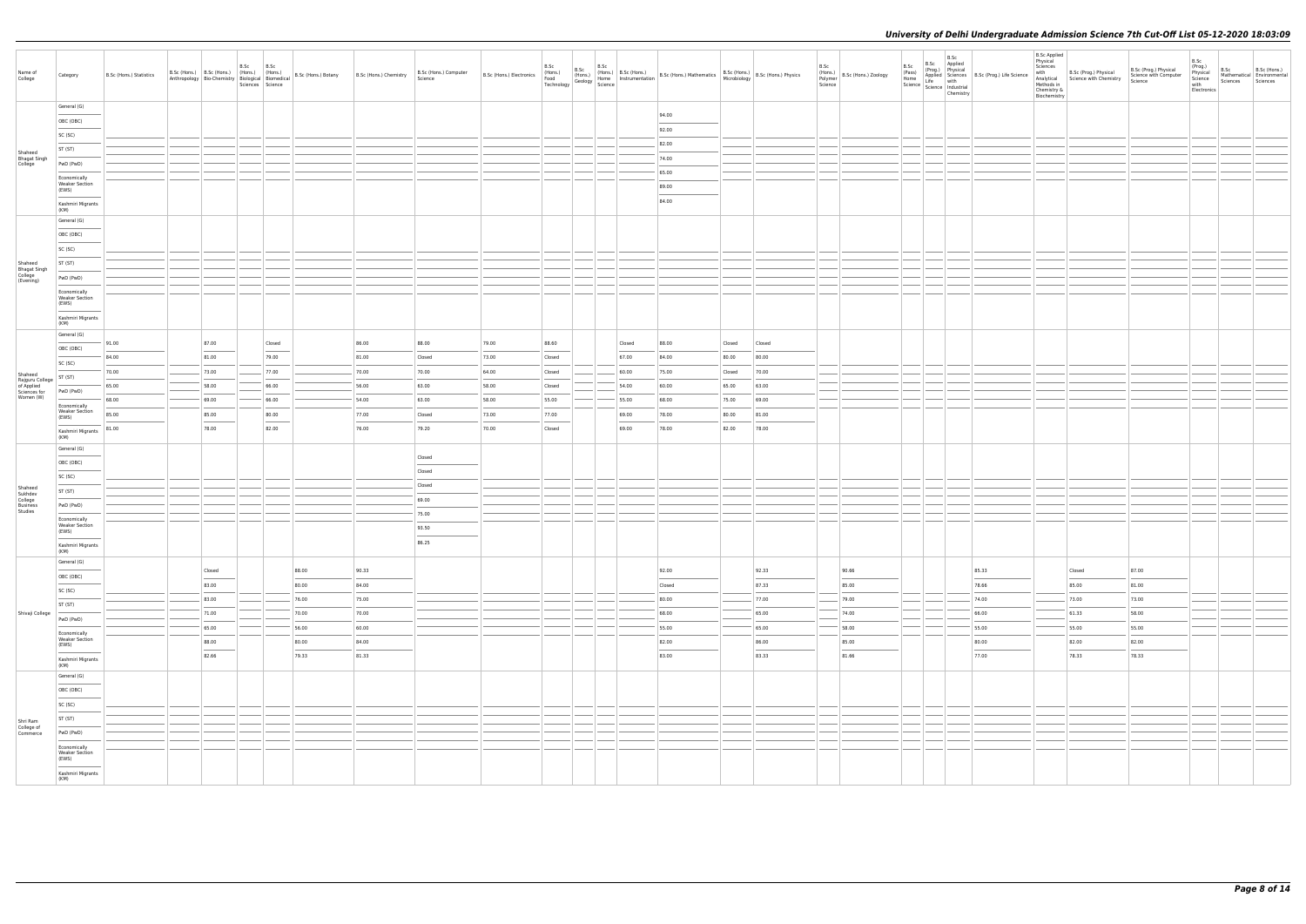| Name of College | Category | B.Sc (Hons.) Statistics | B.Sc (Hons.) Anthropology | B.Sc (Hons.) Bio-Chemistry | B.Sc (Hons.) Biological Sciences | B.Sc (Hons.) Biomedical Science | B.Sc (Hons.) Botany | B.Sc (Hons.) Chemistry | B.Sc (Hons.) Computer Science | B.Sc (Hons.) Electronics | B.Sc (Hons.) Food Technology | B.Sc (Hons.) Geology | B.Sc (Hons.) Home Science | B.Sc (Hons.) Instrumentation | B.Sc (Hons.) Mathematics | B.Sc (Hons.) Microbiology | B.Sc (Hons.) Physics | B.Sc (Hons.) Polymer Science | B.Sc (Hons.) Zoology | B.Sc (Pass) Home Science | B.Sc (Prog.) Applied Life Science | B.Sc Applied Physical Sciences with Industrial Chemistry | B.Sc (Prog.) Life Science | B.Sc Applied Physical Sciences with Analytical Methods in Chemistry & Biochemistry | B.Sc (Prog.) Physical Science with Chemistry | B.Sc (Prog.) Physical Science with Computer Science | B.Sc (Prog.) Physical Science with Electronics | B.Sc Mathematical Sciences | B.Sc (Hons.) Environmental Sciences |
|---|---|---|---|---|---|---|---|---|---|---|---|---|---|---|---|---|---|---|---|---|---|---|---|---|---|---|---|---|---|
| Shaheed Bhagat Singh College | General (G) | | | | | | | | | | | | | | 94.00 | | | | | | | | | | | | | | |
| | OBC (OBC) | | | | | | | | | | | | | | 92.00 | | | | | | | | | | | | | | |
| | SC (SC) | | | | | | | | | | | | | | 82.00 | | | | | | | | | | | | | | |
| | ST (ST) | | | | | | | | | | | | | | 74.00 | | | | | | | | | | | | | | |
| | PwD (PwD) | | | | | | | | | | | | | | 65.00 | | | | | | | | | | | | | | |
| | Economically Weaker Section (EWS) | | | | | | | | | | | | | | 89.00 | | | | | | | | | | | | | | |
| | Kashmiri Migrants (KM) | | | | | | | | | | | | | | 84.00 | | | | | | | | | | | | | | |
| Shaheed Bhagat Singh College (Evening) | General (G) | | | | | | | | | | | | | | | | | | | | | | | | | | | | |
| | OBC (OBC) | | | | | | | | | | | | | | | | | | | | | | | | | | | | |
| | SC (SC) | | | | | | | | | | | | | | | | | | | | | | | | | | | | |
| | ST (ST) | | | | | | | | | | | | | | | | | | | | | | | | | | | | |
| | PwD (PwD) | | | | | | | | | | | | | | | | | | | | | | | | | | | | |
| | Economically Weaker Section (EWS) | | | | | | | | | | | | | | | | | | | | | | | | | | | | |
| | Kashmiri Migrants (KM) | | | | | | | | | | | | | | | | | | | | | | | | | | | | |
| Shaheed Rajguru College of Applied Sciences for Women (W) | General (G) | 91.00 | | 87.00 | | Closed | | 86.00 | 88.00 | 79.00 | 88.60 | | | Closed | 88.00 | Closed | Closed | | | | | | | | | | | | |
| | OBC (OBC) | 84.00 | | 81.00 | | 79.00 | | 81.00 | Closed | 73.00 | Closed | | | 67.00 | 84.00 | 80.00 | 80.00 | | | | | | | | | | | | |
| | SC (SC) | 70.00 | | 73.00 | | 77.00 | | 70.00 | 70.00 | 64.00 | Closed | | | 60.00 | 75.00 | Closed | 70.00 | | | | | | | | | | | | |
| | ST (ST) | 65.00 | | 58.00 | | 66.00 | | 56.00 | 63.00 | 58.00 | Closed | | | 54.00 | 60.00 | 65.00 | 63.00 | | | | | | | | | | | | |
| | PwD (PwD) | 68.00 | | 69.00 | | 66.00 | | 54.00 | 63.00 | 58.00 | 55.00 | | | 55.00 | 68.00 | 75.00 | 69.00 | | | | | | | | | | | | |
| | Economically Weaker Section (EWS) | 85.00 | | 85.00 | | 80.00 | | 77.00 | Closed | 73.00 | 77.00 | | | 69.00 | 78.00 | 80.00 | 81.00 | | | | | | | | | | | | |
| | Kashmiri Migrants (KM) | 81.00 | | 78.00 | | 82.00 | | 76.00 | 79.20 | 70.00 | Closed | | | 69.00 | 78.00 | 82.00 | 78.00 | | | | | | | | | | | | |
| Shaheed Sukhdev College Business Studies | General (G) | | | | | | | | Closed | | | | | | | | | | | | | | | | | | | | |
| | OBC (OBC) | | | | | | | | Closed | | | | | | | | | | | | | | | | | | | | |
| | SC (SC) | | | | | | | | Closed | | | | | | | | | | | | | | | | | | | | |
| | ST (ST) | | | | | | | | 69.00 | | | | | | | | | | | | | | | | | | | | |
| | PwD (PwD) | | | | | | | | 75.00 | | | | | | | | | | | | | | | | | | | | |
| | Economically Weaker Section (EWS) | | | | | | | | 93.50 | | | | | | | | | | | | | | | | | | | | |
| | Kashmiri Migrants (KM) | | | | | | | | 86.25 | | | | | | | | | | | | | | | | | | | | |
| Shivaji College | General (G) | | | Closed | | | 88.00 | 90.33 | | | | | | | 92.00 | | 92.33 | | 90.66 | | | | 85.33 | | Closed | 87.00 | | | |
| | OBC (OBC) | | | 83.00 | | | 80.00 | 84.00 | | | | | | | Closed | | 87.33 | | 85.00 | | | | 78.66 | | 85.00 | 81.00 | | | |
| | SC (SC) | | | 83.00 | | | 76.00 | 75.00 | | | | | | | 80.00 | | 77.00 | | 79.00 | | | | 74.00 | | 73.00 | 73.00 | | | |
| | ST (ST) | | | 71.00 | | | 70.00 | 70.00 | | | | | | | 68.00 | | 65.00 | | 74.00 | | | | 66.00 | | 61.33 | 58.00 | | | |
| | PwD (PwD) | | | 65.00 | | | 56.00 | 60.00 | | | | | | | 55.00 | | 65.00 | | 58.00 | | | | 55.00 | | 55.00 | 55.00 | | | |
| | Economically Weaker Section (EWS) | | | 88.00 | | | 80.00 | 84.00 | | | | | | | 82.00 | | 86.00 | | 85.00 | | | | 80.00 | | 82.00 | 82.00 | | | |
| | Kashmiri Migrants (KM) | | | 82.66 | | | 79.33 | 81.33 | | | | | | | 83.00 | | 83.33 | | 81.66 | | | | 77.00 | | 78.33 | 78.33 | | | |
| Shri Ram College of Commerce | General (G) | | | | | | | | | | | | | | | | | | | | | | | | | | | | |
| | OBC (OBC) | | | | | | | | | | | | | | | | | | | | | | | | | | | | |
| | SC (SC) | | | | | | | | | | | | | | | | | | | | | | | | | | | | |
| | ST (ST) | | | | | | | | | | | | | | | | | | | | | | | | | | | | |
| | PwD (PwD) | | | | | | | | | | | | | | | | | | | | | | | | | | | | |
| | Economically Weaker Section (EWS) | | | | | | | | | | | | | | | | | | | | | | | | | | | | |
| | Kashmiri Migrants (KM) | | | | | | | | | | | | | | | | | | | | | | | | | | | | |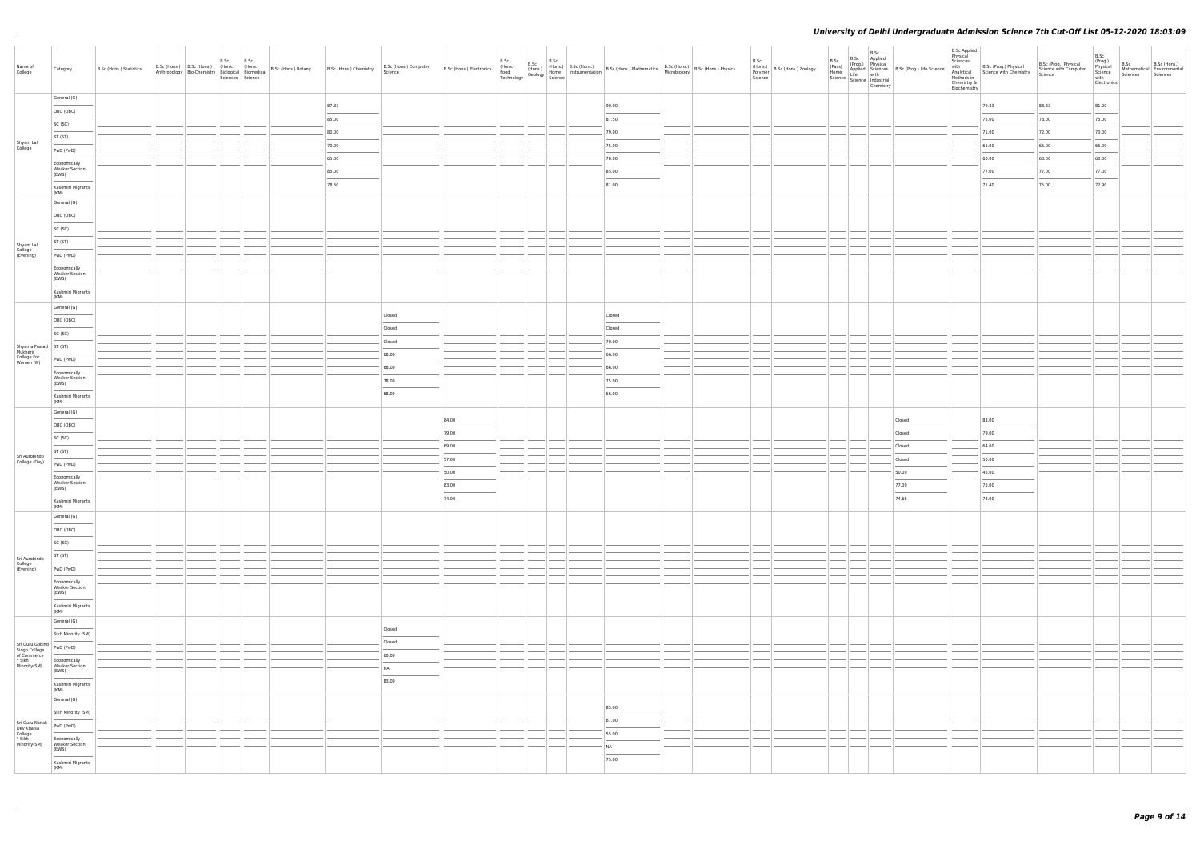| Name of College | Category | B.Sc (Hons.) Statistics | B.Sc (Hons.) Anthropology | B.Sc (Hons.) Bio-Chemistry | B.Sc (Hons.) Biological Sciences | B.Sc (Hons.) Biomedical Science | B.Sc (Hons.) Botany | B.Sc (Hons.) Chemistry | B.Sc (Hons.) Computer Science | B.Sc (Hons.) Electronics | B.Sc (Hons.) Food Technology | B.Sc (Hons.) Geology | B.Sc (Hons.) Home Science | B.Sc (Hons.) Instrumentation | B.Sc (Hons.) Mathematics | B.Sc (Hons.) Microbiology | B.Sc (Hons.) Physics | B.Sc (Hons.) Polymer Science | B.Sc (Hons.) Zoology | B.Sc (Pass) Home Science | B.Sc (Prog.) Applied Life Science | B.Sc Applied Physical Sciences with Industrial Chemistry | B.Sc (Prog.) Life Science | B.Sc Applied Physical Sciences with Analytical Methods in Chemistry & Biochemistry | B.Sc (Prog.) Physical Science with Chemistry | B.Sc (Prog.) Physical Science with Computer Science | B.Sc (Prog.) Physical Science with Electronics | B.Sc Mathematical Sciences | B.Sc (Hons.) Environmental Sciences |
|---|---|---|---|---|---|---|---|---|---|---|---|---|---|---|---|---|---|---|---|---|---|---|---|---|---|---|---|---|---|
| Shyam Lal College | General (G) | | | | | | | 87.33 | | | | | | | 90.00 | | | | | | | | | | 79.33 | 83.33 | 81.00 | | |
| | OBC (OBC) | | | | | | | 85.00 | | | | | | | 87.50 | | | | | | | | | | 75.00 | 78.00 | 75.00 | | |
| | SC (SC) | | | | | | | 80.00 | | | | | | | 79.00 | | | | | | | | | | 71.00 | 72.00 | 70.00 | | |
| | ST (ST) | | | | | | | 70.00 | | | | | | | 75.00 | | | | | | | | | | 65.00 | 65.00 | 65.00 | | |
| | PwD (PwD) | | | | | | | 65.00 | | | | | | | 70.00 | | | | | | | | | | 60.00 | 60.00 | 60.00 | | |
| | Economically Weaker Section (EWS) | | | | | | | 85.00 | | | | | | | 85.00 | | | | | | | | | | 77.00 | 77.00 | 77.00 | | |
| | Kashmiri Migrants (KM) | | | | | | | 78.60 | | | | | | | 81.00 | | | | | | | | | | 71.40 | 75.00 | 72.90 | | |
| Shyam Lal College (Evening) | General (G) | | | | | | | | | | | | | | | | | | | | | | | | | | | | |
| | OBC (OBC) | | | | | | | | | | | | | | | | | | | | | | | | | | | | |
| | SC (SC) | | | | | | | | | | | | | | | | | | | | | | | | | | | | |
| | ST (ST) | | | | | | | | | | | | | | | | | | | | | | | | | | | | |
| | PwD (PwD) | | | | | | | | | | | | | | | | | | | | | | | | | | | | |
| | Economically Weaker Section (EWS) | | | | | | | | | | | | | | | | | | | | | | | | | | | | |
| | Kashmiri Migrants (KM) | | | | | | | | | | | | | | | | | | | | | | | | | | | | |
| Shyama Prasad Mukherji College For Women (W) | General (G) | | | | | | | | Closed | | | | | | Closed | | | | | | | | | | | | | | |
| | OBC (OBC) | | | | | | | | Closed | | | | | | Closed | | | | | | | | | | | | | | |
| | SC (SC) | | | | | | | | Closed | | | | | | 70.00 | | | | | | | | | | | | | | |
| | ST (ST) | | | | | | | | 68.00 | | | | | | 66.00 | | | | | | | | | | | | | | |
| | PwD (PwD) | | | | | | | | 68.00 | | | | | | 66.00 | | | | | | | | | | | | | | |
| | Economically Weaker Section (EWS) | | | | | | | | 78.00 | | | | | | 75.00 | | | | | | | | | | | | | | |
| | Kashmiri Migrants (KM) | | | | | | | | 68.00 | | | | | | 66.00 | | | | | | | | | | | | | | |
| Sri Aurobindo College (Day) | General (G) | | | | | | | | | 84.00 | | | | | | | | | | | | | Closed | | 83.00 | | | | |
| | OBC (OBC) | | | | | | | | | 79.00 | | | | | | | | | | | | | Closed | | 79.00 | | | | |
| | SC (SC) | | | | | | | | | 69.00 | | | | | | | | | | | | | Closed | | 64.00 | | | | |
| | ST (ST) | | | | | | | | | 57.00 | | | | | | | | | | | | | Closed | | 50.00 | | | | |
| | PwD (PwD) | | | | | | | | | 50.00 | | | | | | | | | | | | | 50.00 | | 45.00 | | | | |
| | Economically Weaker Section (EWS) | | | | | | | | | 83.00 | | | | | | | | | | | | | 77.00 | | 75.00 | | | | |
| | Kashmiri Migrants (KM) | | | | | | | | | 74.00 | | | | | | | | | | | | | 74.66 | | 73.00 | | | | |
| Sri Aurobindo College (Evening) | General (G) | | | | | | | | | | | | | | | | | | | | | | | | | | | | |
| | OBC (OBC) | | | | | | | | | | | | | | | | | | | | | | | | | | | | |
| | SC (SC) | | | | | | | | | | | | | | | | | | | | | | | | | | | | |
| | ST (ST) | | | | | | | | | | | | | | | | | | | | | | | | | | | | |
| | PwD (PwD) | | | | | | | | | | | | | | | | | | | | | | | | | | | | |
| | Economically Weaker Section (EWS) | | | | | | | | | | | | | | | | | | | | | | | | | | | | |
| | Kashmiri Migrants (KM) | | | | | | | | | | | | | | | | | | | | | | | | | | | | |
| Sri Guru Gobind Singh College of Commerce * Sikh Minority(SM) | General (G) | | | | | | | | Closed | | | | | | | | | | | | | | | | | | | | |
| | Sikh Minority (SM) | | | | | | | | Closed | | | | | | | | | | | | | | | | | | | | |
| | PwD (PwD) | | | | | | | | 60.00 | | | | | | | | | | | | | | | | | | | | |
| | Economically Weaker Section (EWS) | | | | | | | | NA | | | | | | | | | | | | | | | | | | | | |
| | Kashmiri Migrants (KM) | | | | | | | | 83.00 | | | | | | | | | | | | | | | | | | | | |
| Sri Guru Nanak Dev Khalsa College * Sikh Minority(SM) | General (G) | | | | | | | | | | | | | | 85.00 | | | | | | | | | | | | | | |
| | Sikh Minority (SM) | | | | | | | | | | | | | | 67.00 | | | | | | | | | | | | | | |
| | PwD (PwD) | | | | | | | | | | | | | | 55.00 | | | | | | | | | | | | | | |
| | Economically Weaker Section (EWS) | | | | | | | | | | | | | | NA | | | | | | | | | | | | | | |
| | Kashmiri Migrants (KM) | | | | | | | | | | | | | | 75.00 | | | | | | | | | | | | | | |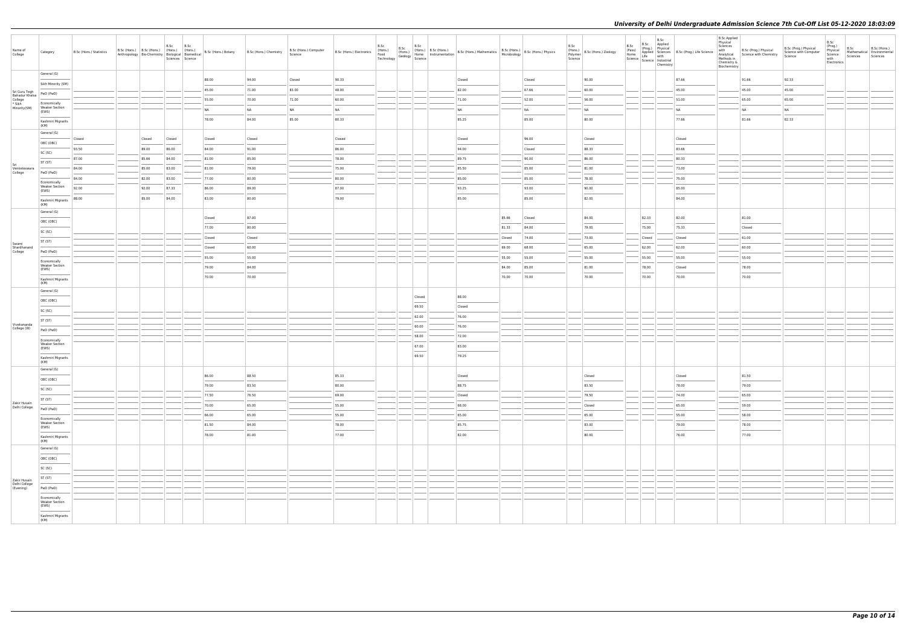| Name of College | Category | B.Sc (Hons.) Statistics | B.Sc (Hons.) Anthropology | B.Sc (Hons.) Bio-Chemistry | B.Sc (Hons.) Biological Sciences | B.Sc (Hons.) Biomedical Science | B.Sc (Hons.) Botany | B.Sc (Hons.) Chemistry | B.Sc (Hons.) Computer Science | B.Sc (Hons.) Electronics | B.Sc (Hons.) Food Technology | B.Sc (Hons.) Geology | B.Sc (Hons.) Home Science | B.Sc (Hons.) Instrumentation | B.Sc (Hons.) Mathematics | B.Sc (Hons.) Microbiology | B.Sc (Hons.) Physics | B.Sc (Hons.) Polymer Science | B.Sc (Hons.) Zoology | B.Sc (Pass) Home Science | B.Sc (Prog.) Applied Life Science | B.Sc Applied Physical Sciences with Industrial Chemistry | B.Sc (Prog.) Life Science | B.Sc Applied Physical Sciences with Analytical Methods in Chemistry & Biochemistry | B.Sc (Prog.) Physical Science with Chemistry | B.Sc (Prog.) Physical Science with Computer Science | B.Sc (Prog.) Physical Science with Electronics | B.Sc Mathematical Sciences | B.Sc (Hons.) Environmental Sciences |
|---|---|---|---|---|---|---|---|---|---|---|---|---|---|---|---|---|---|---|---|---|---|---|---|---|---|---|---|---|---|
| Sri Guru Tegh Bahadur Khalsa College * Sikh Minority(SM) | General (G) | | | | | | 88.00 | 94.00 | Closed | 90.33 | | | | | Closed | | Closed | | 90.00 | | | | 87.66 | | 91.66 | 92.33 | | | |
| | Sikh Minority (SM) | | | | | | 45.00 | 71.00 | 83.00 | 48.00 | | | | | 82.00 | | 67.66 | | 60.00 | | | | 45.00 | | 45.00 | 45.00 | | | |
| | PwD (PwD) | | | | | | 55.00 | 70.00 | 71.00 | 60.00 | | | | | 71.00 | | 52.00 | | 56.00 | | | | 51.00 | | 65.00 | 65.00 | | | |
| | Economically Weaker Section (EWS) | | | | | | NA | NA | NA | NA | | | | | NA | | NA | | NA | | | | NA | | NA | NA | | | |
| | Kashmiri Migrants (KM) | | | | | | 78.00 | 84.00 | 85.00 | 80.33 | | | | | 85.25 | | 85.00 | | 80.00 | | | | 77.66 | | 81.66 | 82.33 | | | |
| Sri Venkateswara College | General (G) | Closed | | Closed | Closed | | Closed | Closed | | Closed | | | | | Closed | | 96.00 | | Closed | | | | Closed | | | | | | |
| | OBC (OBC) | 93.50 | | 89.00 | 86.00 | | 84.00 | 91.00 | | 86.00 | | | | | 94.00 | | Closed | | 88.33 | | | | 83.66 | | | | | | |
| | SC (SC) | 87.00 | | 85.66 | 84.00 | | 81.00 | 85.00 | | 78.00 | | | | | 89.75 | | 90.00 | | 86.00 | | | | 80.33 | | | | | | |
| | ST (ST) | 84.00 | | 85.00 | 83.00 | | 81.00 | 79.00 | | 75.00 | | | | | 85.50 | | 85.00 | | 81.00 | | | | 73.00 | | | | | | |
| | PwD (PwD) | 84.00 | | 82.00 | 83.00 | | 77.00 | 80.00 | | 80.00 | | | | | 85.00 | | 85.00 | | 78.00 | | | | 75.00 | | | | | | |
| | Economically Weaker Section (EWS) | 92.00 | | 92.00 | 87.33 | | 86.00 | 89.00 | | 87.00 | | | | | 93.25 | | 93.00 | | 90.00 | | | | 85.00 | | | | | | |
| | Kashmiri Migrants (KM) | 88.00 | | 85.00 | 84.00 | | 83.00 | 80.00 | | 79.00 | | | | | 85.00 | | 85.00 | | 82.00 | | | | 84.00 | | | | | | |
| Swami Shardhanand College | General (G) | | | | | | Closed | 87.00 | | | | | | | | 85.66 | Closed | | 84.00 | | 82.33 | | 82.00 | | 81.00 | | | | |
| | OBC (OBC) | | | | | | 77.00 | 80.00 | | | | | | | | 81.33 | 84.00 | | 79.00 | | 75.00 | | 75.33 | | Closed | | | | |
| | SC (SC) | | | | | | Closed | Closed | | | | | | | | Closed | 74.00 | | 73.00 | | Closed | | Closed | | 61.00 | | | | |
| | ST (ST) | | | | | | Closed | 60.00 | | | | | | | | 69.00 | 68.00 | | 65.00 | | 62.00 | | 62.00 | | 60.00 | | | | |
| | PwD (PwD) | | | | | | 55.00 | 55.00 | | | | | | | | 55.00 | 55.00 | | 55.00 | | 55.00 | | 55.00 | | 55.00 | | | | |
| | Economically Weaker Section (EWS) | | | | | | 79.00 | 84.00 | | | | | | | | 84.00 | 85.00 | | 81.00 | | 78.00 | | Closed | | 78.00 | | | | |
| | Kashmiri Migrants (KM) | | | | | | 70.00 | 70.00 | | | | | | | | 70.00 | 70.00 | | 70.00 | | 70.00 | | 70.00 | | 70.00 | | | | |
| Vivekananda College (W) | General (G) | | | | | | | | | | | | Closed | | 88.00 | | | | | | | | | | | | | | |
| | OBC (OBC) | | | | | | | | | | | | 69.50 | | Closed | | | | | | | | | | | | | | |
| | SC (SC) | | | | | | | | | | | | 62.00 | | 76.00 | | | | | | | | | | | | | | |
| | ST (ST) | | | | | | | | | | | | 60.00 | | 76.00 | | | | | | | | | | | | | | |
| | PwD (PwD) | | | | | | | | | | | | 58.00 | | 72.00 | | | | | | | | | | | | | | |
| | Economically Weaker Section (EWS) | | | | | | | | | | | | 67.00 | | 83.00 | | | | | | | | | | | | | | |
| | Kashmiri Migrants (KM) | | | | | | | | | | | | 69.50 | | 79.25 | | | | | | | | | | | | | | |
| Zakir Husain Delhi College | General (G) | | | | | | 86.00 | 88.50 | | 85.33 | | | | | Closed | | | | Closed | | | | Closed | | 81.50 | | | | |
| | OBC (OBC) | | | | | | 79.00 | 83.50 | | 80.00 | | | | | 88.75 | | | | 83.50 | | | | 78.00 | | 79.00 | | | | |
| | SC (SC) | | | | | | 77.50 | 76.50 | | 69.00 | | | | | Closed | | | | 79.50 | | | | 74.00 | | 65.00 | | | | |
| | ST (ST) | | | | | | 70.00 | 65.00 | | 55.00 | | | | | 66.00 | | | | Closed | | | | 65.00 | | 59.00 | | | | |
| | PwD (PwD) | | | | | | 66.00 | 65.00 | | 55.00 | | | | | 65.00 | | | | 65.00 | | | | 55.00 | | 58.00 | | | | |
| | Economically Weaker Section (EWS) | | | | | | 81.50 | 84.00 | | 78.00 | | | | | 85.75 | | | | 83.00 | | | | 79.00 | | 78.00 | | | | |
| | Kashmiri Migrants (KM) | | | | | | 78.00 | 81.00 | | 77.00 | | | | | 82.00 | | | | 80.00 | | | | 76.00 | | 77.00 | | | | |
| Zakir Husain Delhi College (Evening) | General (G) | | | | | | | | | | | | | | | | | | | | | | | | | | | | |
| | OBC (OBC) | | | | | | | | | | | | | | | | | | | | | | | | | | | | |
| | SC (SC) | | | | | | | | | | | | | | | | | | | | | | | | | | | | |
| | ST (ST) | | | | | | | | | | | | | | | | | | | | | | | | | | | | |
| | PwD (PwD) | | | | | | | | | | | | | | | | | | | | | | | | | | | | |
| | Economically Weaker Section (EWS) | | | | | | | | | | | | | | | | | | | | | | | | | | | | |
| | Kashmiri Migrants (KM) | | | | | | | | | | | | | | | | | | | | | | | | | | | | |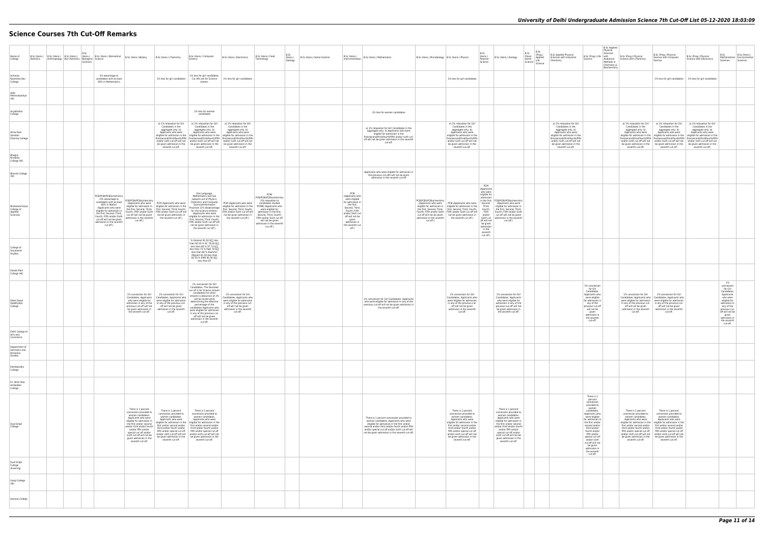# Science Courses 7th Cut-Off Remarks

| Name of College | B.Sc (Hons.) Statistics | B.Sc (Hons.) Anthropology | B.Sc (Hons.) Bio-Chemistry | B.Sc (Hons.) Biological Sciences | B.Sc (Hons.) Biomedical Science | B.Sc (Hons.) Botany | B.Sc (Hons.) Chemistry | B.Sc (Hons.) Computer Science | B.Sc (Hons.) Electronics | B.Sc (Hons.) Food Technology | B.Sc (Hons.) Geology | B.Sc (Hons.) Home Science | B.Sc (Hons.) Instrumentation | B.Sc (Hons.) Mathematics | B.Sc (Hons.) Microbiology | B.Sc (Hons.) Physics | B.Sc (Hons.) Polymer Science | B.Sc (Hons.) Zoology | B.Sc (Pass) Home Science | B.Sc (Prog.) Applied Life Science | B.Sc Applied Physical Sciences with Industrial Chemistry | B.Sc (Prog.) Life Science | B.Sc Applied Physical Sciences with Analytical Methods in Chemistry & Biochemistry | B.Sc (Prog.) Physical Science with Chemistry | B.Sc (Prog.) Physical Science with Computer Science | B.Sc (Prog.) Physical Science with Electronics | B.Sc Mathematical Sciences | B.Sc (Hons.) Environmental Sciences |
|---|---|---|---|---|---|---|---|---|---|---|---|---|---|---|---|---|---|---|---|---|---|---|---|---|---|---|---|---|
| Acharya Narendra Dev College | | | | | 2% advantage to candidates with at least 60% in Mathematics | | 1% less for girl candidates | 1% less for girl candidates. Cut offs are for Science stream. | 1% less for girl candidates | | | | | | | 1% less for girl candidates | | | | | | | | | 1% less for girl candidates | 1% less for girl candidates | | |
| Aditi Mahavidyalaya (W) | | | | | | | | | | | | | | | | | | | | | | | | | | | | |
| Aryabhatta College | | | | | | | | 1% less for women candidates | | | | | | 1% less for women candidates | | | | | | | | | | | | | | |
| Atma Ram Sanatan Dharma College | | | | | | | a) 1% relaxation for Girl Candidates in the aggregate only. b) Applicants who were eligible for admission in the first/second/third/fourth/fifth and/or sixth cut-off will not be given admission in the seventh cut-off. | a) 1% relaxation for Girl Candidates in the aggregate only. b) Applicants who were eligible for admission in the first/second/third/fourth/fifth and/or sixth cut-off will not be given admission in the seventh cut-off. | a) 1% relaxation for Girl Candidates in the aggregate only. b) Applicants who were eligible for admission in the first/second/third/fourth/fifth and/or sixth cut-off will not be given admission in the seventh cut-off. | | | | | a) 1% relaxation for Girl Candidates in the aggregate only. b) Applicants who were eligible for admission in the first/second/third/fourth/fifth and/or sixth cut-off will not be given admission in the seventh cut-off. | | a) 1% relaxation for Girl Candidates in the aggregate only. b) Applicants who were eligible for admission in the first/second/third/fourth/fifth and/or sixth cut-off will not be given admission in the seventh cut-off. | | | | | a) 1% relaxation for Girl Candidates in the aggregate only. b) Applicants who were eligible for admission in the first/second/third/fourth/fifth and/or sixth cut-off will not be given admission in the seventh cut-off. | | | a) 1% relaxation for Girl Candidates in the aggregate only. b) Applicants who were eligible for admission in the first/second/third/fourth/fifth and/or sixth cut-off will not be given admission in the seventh cut-off. | a) 1% relaxation for Girl Candidates in the aggregate only. b) Applicants who were eligible for admission in the first/second/third/fourth/fifth and/or sixth cut-off will not be given admission in the seventh cut-off. | a) 1% relaxation for Girl Candidates in the aggregate only. b) Applicants who were eligible for admission in the first/second/third/fourth/fifth and/or sixth cut-off will not be given admission in the seventh cut-off. | | |
| Bhagini Nivedita College (W) | | | | | | | | | | | | | | | | | | | | | | | | | | | | |
| Bharati College (W) | | | | | | | | | | | | | | Applicants who were eligible for admission in the previous cut-offs will not be given admission in the seventh cut-off | | | | | | | | | | | | | | |
| Bhaskaracharya College of Applied Sciences | | | | | PCB/PCBt/PCBiochemistry (3% advantage to candidates with at least 60% in Maths) (Applicants who were eligible for admission in the first, Second, Third Fourth, Fifth and/or Sixth cut off will not be given admission in the seventh cut off.) | PCB/PCBt/PCBiochemistry (Applicants who were eligible for admission in the first, Second, Third, Fourth, Fifth and/or Sixth cut off will not be given admission in the seventh cut off.) | PCM (Applicants who were eligible for admission in the first, Second, Third, Fourth, Fifth and/or Sixth cut off will not be given admission in the seventh cut off.) | One Language, Mathematics and two subjects out of Physics, Chemistry and Computer Science/Information Practices (2% disadvantage for non-science stream). (Applicants who were eligible for admission in the first, Second, Third, Fourth, Fifth and/or Sixth cut off will not be given admission in the seventh cut off.) | PCM (Applicants who were eligible for admission in the first, Second, Third, Fourth, Fifth and/or Sixth cut off will not be given admission in the seventh cut off.) | PCM/ PCB/PCBt/PCBiochemistry (3% relaxation to candidates studied PCMB) (Applicants who were eligible for admission in the first, Second, Third, Fourth, Fifth and/or Sixth cut off will not be given admission in the seventh cut off.) | | | PCM (Applicants who were eligible for admission in the first, Second, Third, Fourth, Fifth and/or Sixth cut off will not be given admission in the seventh cut off.) | | PCB/PCBt/PCBiochemistry (Applicants who were eligible for admission in the first, Second, Third, Fourth, Fifth and/or Sixth cut off will not be given admission in the seventh cut off.) | PCM (Applicants who were eligible for admission in the first, Second, Third, Fourth, Fifth and/or Sixth cut off will not be given admission in the seventh cut off.) | PCM (Applicants who were eligible for admission in the first, Second, Third, Fourth, Fifth and/or Sixth cut off will not be given admission in the seventh cut off.) | PCB/PCBt/PCBiochemistry (Applicants who were eligible for admission in the first, Second, Third, Fourth, Fifth and/or Sixth cut off will not be given admission in the seventh cut off.) | | | | | | | | | | |
| College of Vocational Studies | | | | | | | | % General 81.50 â less than 92.50 % SC 78.50 â less than 80 % ST 73 â less than 75 % PwD 79 â less than 80 % Kashmiri Migrant 81.50 less than 82.50 % EWS 85.50 â less than 87 | | | | | | | | | | | | | | | | | | | | |
| Daulat Ram College (W) | | | | | | | | | | | | | | | | | | | | | | | | | | | | |
| Deen Dayal Upadhyaya College | | | | | | 1% concession for Girl Candidates. Applicants who were eligible for admission in any of the previous cut-off will not be given admission in the seventh cut-off. | 1% concession for Girl Candidates. Applicants who were eligible for admission in any of the previous cut-off will not be given admission in the seventh cut-off. | 1% concession for Girl Candidates. The Declared cut off is for Science stream candidates.For other streams a deduction of 2% will be levied while determining the effective percentage of the candidates.Applicants who were eligible for admission in any of the previous cut-off will not be given admission in the seventh cut-off. | 1% concession for Girl Candidates. Applicants who were eligible for admission in any of the previous cut-off will not be given admission in the seventh cut-off. | | | | | 1% concession for Girl Candidates. Applicants who were eligible for admission in any of the previous cut-off will not be given admission in the seventh cut-off. | | 1% concession for Girl Candidates. Applicants who were eligible for admission in any of the previous cut-off will not be given admission in the seventh cut-off. | | 1% concession for Girl Candidates. Applicants who were eligible for admission in any of the previous cut-off will not be given admission in the seventh cut-off. | | | | 1% concession for Girl Candidates. Applicants who were eligible for admission in any of the previous cut-off will not be given admission in the seventh cut-off. | | 1% concession for Girl Candidates. Applicants who were eligible for admission in any of the previous cut-off will not be given admission in the seventh cut-off. | 1% concession for Girl Candidates. Applicants who were eligible for admission in any of the previous cut-off will not be given admission in the seventh cut-off. | | | 1% concession for Girl Candidates. Applicants who were eligible for admission in any of the previous cut-off will not be given admission in the seventh cut-off. |
| Delhi College of Arts and Commerce | | | | | | | | | | | | | | | | | | | | | | | | | | | | |
| Department of Germanic and Romance Studies | | | | | | | | | | | | | | | | | | | | | | | | | | | | |
| Deshbandhu College | | | | | | | | | | | | | | | | | | | | | | | | | | | | |
| Dr. Bhim Rao Ambedkar College | | | | | | | | | | | | | | | | | | | | | | | | | | | | |
| Dyal Singh College | | | | | | There is 1 percent concession provided to women candidates. Applicants who were eligible for admission in the first and/or second and/or third and/or fourth and/or fifth and/or special cut off and/or sixth cut-off will not be given admission in the seventh cut-off. | There is 1 percent concession provided to women candidates. Applicants who were eligible for admission in the first and/or second and/or third and/or fourth and/or fifth and/or special cut off and/or sixth cut-off will not be given admission in the seventh cut-off. | There is 1 percent concession provided to women candidates. Applicants who were eligible for admission in the first and/or second and/or third and/or fourth and/or fifth and/or special cut off and/or sixth cut-off will not be given admission in the seventh cut-off. | | | | | | There is 1 percent concession provided to women candidates. Applicants who were eligible for admission in the first and/or second and/or third and/or fourth and/or fifth and/or special cut off and/or sixth cut-off will not be given admission in the seventh cut-off. | | There is 1 percent concession provided to women candidates. Applicants who were eligible for admission in the first and/or second and/or third and/or fourth and/or fifth and/or special cut off and/or sixth cut-off will not be given admission in the seventh cut-off. | | There is 1 percent concession provided to women candidates. Applicants who were eligible for admission in the first and/or second and/or third and/or fourth and/or fifth and/or special cut off and/or sixth cut-off will not be given admission in the seventh cut-off. | | | | There is 1 percent concession provided to women candidates. Applicants who were eligible for admission in the first and/or second and/or third and/or fourth and/or fifth and/or special cut off and/or sixth cut-off will not be given admission in the seventh cut-off. | | There is 1 percent concession provided to women candidates. Applicants who were eligible for admission in the first and/or second and/or third and/or fourth and/or fifth and/or special cut off and/or sixth cut-off will not be given admission in the seventh cut-off. | There is 1 percent concession provided to women candidates. Applicants who were eligible for admission in the first and/or second and/or third and/or fourth and/or fifth and/or special cut off and/or sixth cut-off will not be given admission in the seventh cut-off. | | | |
| Dyal Singh College (Evening) | | | | | | | | | | | | | | | | | | | | | | | | | | | | |
| Gargi College (W) | | | | | | | | | | | | | | | | | | | | | | | | | | | | |
| Hansraj College | | | | | | | | | | | | | | | | | | | | | | | | | | | | |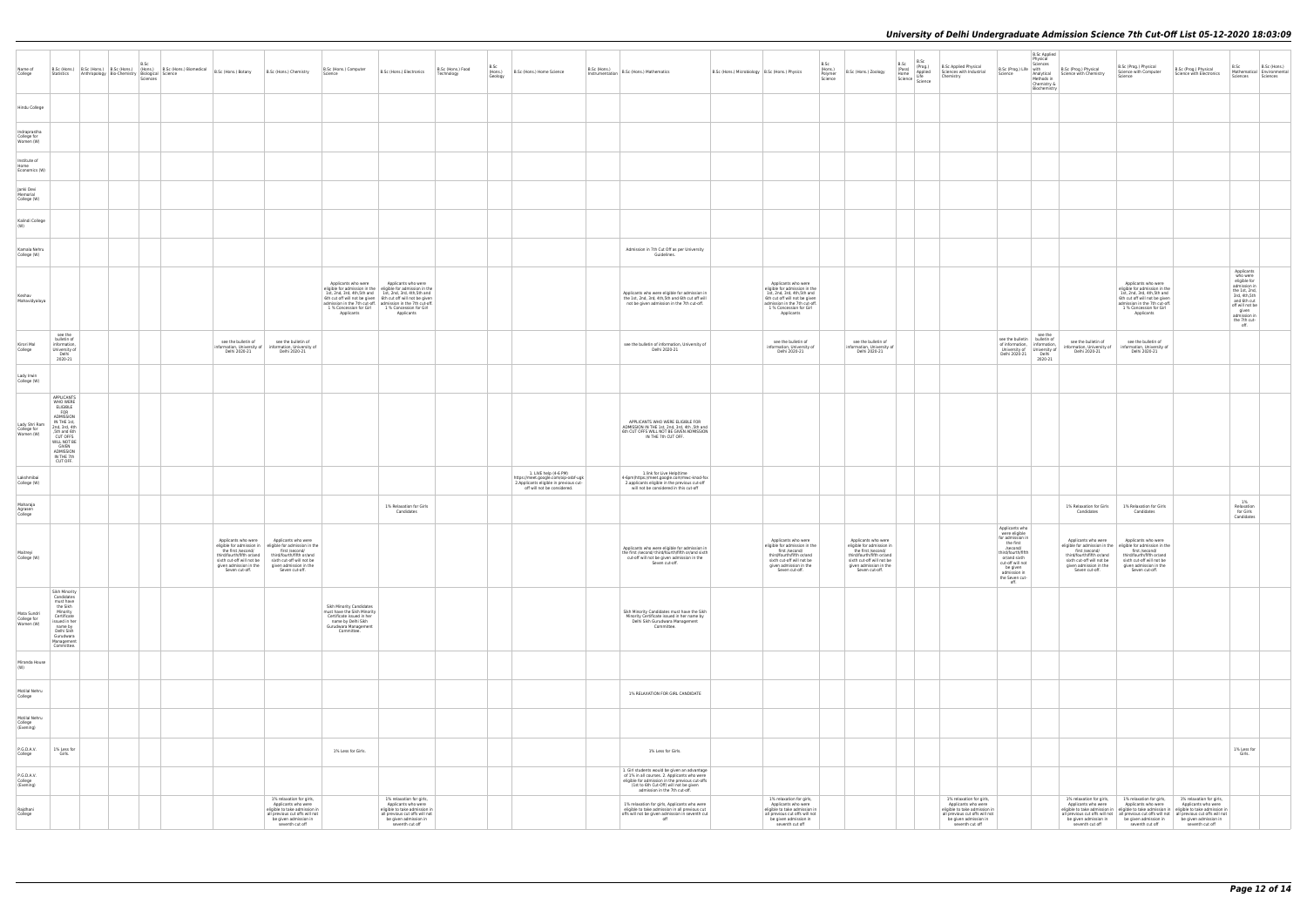# University of Delhi Undergraduate Admission Science 7th Cut-Off List 05-12-2020 18:03:09

| Name of College | B.Sc (Hons.) Statistics | B.Sc (Hons.) Anthropology | B.Sc (Hons.) Bio-Chemistry | B.Sc (Hons.) Biological Sciences | B.Sc (Hons.) Biomedical Science | B.Sc (Hons.) Botany | B.Sc (Hons.) Chemistry | B.Sc (Hons.) Computer Science | B.Sc (Hons.) Electronics | B.Sc (Hons.) Food Technology | B.Sc (Hons.) Geology | B.Sc (Hons.) Home Science | B.Sc (Hons.) Instrumentation | B.Sc (Hons.) Mathematics | B.Sc (Hons.) Microbiology | B.Sc (Hons.) Physics | B.Sc (Hons.) Polymer Science | B.Sc (Hons.) Zoology | B.Sc (Pass) Home Science | B.Sc (Prog.) Applied Life Science | B.Sc Applied Physical Sciences with Industrial Chemistry | B.Sc (Prog.) Life Science | B.Sc Applied Physical Sciences with Analytical Methods in Chemistry & Biochemistry | B.Sc (Prog.) Physical Science with Chemistry | B.Sc (Prog.) Physical Science with Computer Science | B.Sc (Prog.) Physical Science with Electronics | B.Sc Mathematical Sciences | B.Sc (Hons.) Environmental Sciences |
|---|---|---|---|---|---|---|---|---|---|---|---|---|---|---|---|---|---|---|---|---|---|---|---|---|---|---|---|---|
| Hindu College | | | | | | | | | | | | | | | | | | | | | | | | | | | | |
| Indraprastha College for Women (W) | | | | | | | | | | | | | | | | | | | | | | | | | | | | |
| Institute of Home Economics (W) | | | | | | | | | | | | | | | | | | | | | | | | | | | | |
| Janki Devi Memorial College (W) | | | | | | | | | | | | | | | | | | | | | | | | | | | | |
| Kalindi College (W) | | | | | | | | | | | | | | | | | | | | | | | | | | | | |
| Kamala Nehru College (W) | | | | | | | | | | | | | | Admission in 7th Cut Off as per University Guidelines. | | | | | | | | | | | | | | |
| Keshav Mahavidyalaya | | | | | | | | Applicants who were eligible for admission in the 1st, 2nd, 3rd, 4th,5th and 6th cut off will not be given admission in the 7th cut-off. 1 % Concession for Girl Applicants | Applicants who were eligible for admission in the 1st, 2nd, 3rd, 4th,5th and 6th cut off will not be given admission in the 7th cut-off. 1 % Concession for Girl Applicants | | | | | Applicants who were eligible for admission in the 1st, 2nd, 3rd, 4th,5th and 6th cut off will not be given admission in the 7th cut-off. | | Applicants who were eligible for admission in the 1st, 2nd, 3rd, 4th,5th and 6th cut off will not be given admission in the 7th cut-off. 1 % Concession for Girl Applicants | | | | | | | | | Applicants who were eligible for admission in the 1st, 2nd, 3rd, 4th,5th and 6th cut off will not be given admission in the 7th cut-off. 1 % Concession for Girl Applicants | | Applicants who were eligible for admission in the 1st, 2nd, 3rd, 4th,5th and 6th cut off will not be given admission in the 7th cut-off. | |
| Kirori Mal College | see the bulletin of information, University of Delhi 2020-21 | | | | | see the bulletin of information, University of Delhi 2020-21 | see the bulletin of information, University of Delhi 2020-21 | | | | | | | see the bulletin of information, University of Delhi 2020-21 | | see the bulletin of information, University of Delhi 2020-21 | | see the bulletin of information, University of Delhi 2020-21 | | | | see the bulletin of information, University of Delhi 2020-21 | see the bulletin of information, University of Delhi 2020-21 | see the bulletin of information, University of Delhi 2020-21 | see the bulletin of information, University of Delhi 2020-21 | | | |
| Lady Irwin College (W) | | | | | | | | | | | | | | | | | | | | | | | | | | | | |
| Lady Shri Ram College for Women (W) | APPLICANTS WHO WERE ELIGIBLE FOR ADMISSION IN THE 1st, 2nd, 3rd, 4th ,5th and 6th CUT OFFS WILL NOT BE GIVEN ADMISSION IN THE 7th CUT OFF. | | | | | | | | | | | | | APPLICANTS WHO WERE ELIGIBLE FOR ADMISSION IN THE 1st, 2nd, 3rd, 4th, 5th and 6th CUT OFFS WILL NOT BE GIVEN ADMISSION IN THE 7th CUT OFF | | | | | | | | | | | | | | |
| Lakshmibai College (W) | | | | | | | | | | | | 1. LIVE help (4-6 PM) https://meet.google.com/sqo-odzf-ugk 2.Applicants eligible in previous cut-off will not be considered. | | 1 link for Live Helptime 4-6pm(https://meet.google.com/mwc-kned-fox 2 applicants eligible in the previous cut-off will not be considered in this cut-off | | | | | | | | | | | | | | |
| Maharaja Agrasen College | | | | | | | | | 1% Relaxation for Girls Candidates | | | | | | | | | | | | | | | 1% Relaxation for Girls Candidates | 1% Relaxation for Girls Candidates | | 1% Relaxation for Girls Candidates | |
| Maitreyi College (W) | | | | | | Applicants who were eligible for admission in the first /second/ third/fourth/fifth or/and sixth cut-off will not be given admission in the Seven cut-off. | Applicants who were eligible for admission in the first /second/ third/fourth/fifth or/and sixth cut-off will not be given admission in the Seven cut-off. | | | | | | | Applicants who were eligible for admission in the first /second/ third/fourth/fifth or/and sixth cut-off will not be given admission in the Seven cut-off. | | Applicants who were eligible for admission in the first /second/ third/fourth/fifth or/and sixth cut-off will not be given admission in the Seven cut-off. | | Applicants who were eligible for admission in the first /second/ third/fourth/fifth or/and sixth cut-off will not be given admission in the Seven cut-off. | | | | Applicants who were eligible for admission in the first /second/ third/fourth/fifth or/and sixth cut-off will not be given admission in the Seven cut-off. | | Applicants who were eligible for admission in the first /second/ third/fourth/fifth or/and sixth cut-off will not be given admission in the Seven cut-off. | Applicants who were eligible for admission in the first /second/ third/fourth/fifth or/and sixth cut-off will not be given admission in the Seven cut-off. | | | |
| Mata Sundri College for Women (W) | Sikh Minority Candidates must have the Sikh Minority Certificate issued in her name by Delhi Sikh Gurudwara Management Committee. | | | | | | | Sikh Minority Candidates must have the Sikh Minority Certificate issued in her name by Delhi Sikh Gurudwara Management Committee. | | | | | | Sikh Minority Candidates must have the Sikh Minority Certificate issued in her name by Delhi Sikh Gurudwara Management Committee. | | | | | | | | | | | | | | |
| Miranda House (W) | | | | | | | | | | | | | | | | | | | | | | | | | | | | |
| Motilal Nehru College | | | | | | | | | | | | | | 1% RELAXATION FOR GIRL CANDIDATE | | | | | | | | | | | | | | |
| Motilal Nehru College (Evening) | | | | | | | | | | | | | | | | | | | | | | | | | | | | |
| P.G.D.A.V. College | 1% Less for Girls. | | | | | | | 1% Less for Girls. | | | | | | 1% Less for Girls. | | | | | | | | | | | | | 1% Less for Girls. | |
| P.G.D.A.V. College (Evening) | | | | | | | | | | | | | | 1. Girl students would be given an advantage of 1% in all courses. 2. Applicants who were eligible for admission in the previous cut-offs (1st to 6th Cut-Off) will not be given admission in the 7th cut-off. | | | | | | | | | | | | | | |
| Rajdhani College | | | | | | | 1% relaxation for girls, Applicants who were eligible to take admission in all previous cut offs will not be given admission in seventh cut off | | 1% relaxation for girls, Applicants who were eligible to take admission in all previous cut offs will not be given admission in seventh cut off | | | | | 1% relaxation for girls, Applicants who were eligible to take admission in all previous cut offs will not be given admission in seventh cut off | | 1% relaxation for girls, Applicants who were eligible to take admission in all previous cut offs will not be given admission in seventh cut off | | | | | 1% relaxation for girls, Applicants who were eligible to take admission in all previous cut offs will not be given admission in seventh cut off | | | 1% relaxation for girls, Applicants who were eligible to take admission in all previous cut offs will not be given admission in seventh cut off | 1% relaxation for girls, Applicants who were eligible to take admission in all previous cut offs will not be given admission in seventh cut off | 1% relaxation for girls, Applicants who were eligible to take admission in all previous cut offs will not be given admission in seventh cut off | | |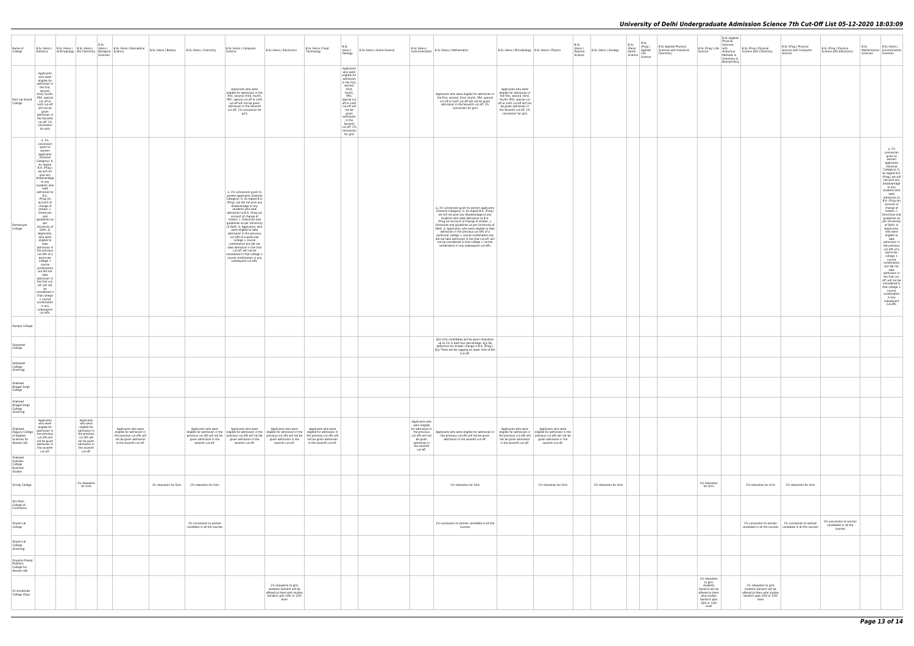| Name of College | B.Sc (Hons.) Statistics | B.Sc (Hons.) Anthropology | B.Sc (Hons.) Bio-Chemistry | B.Sc (Hons.) Biological Sciences | B.Sc (Hons.) Biomedical Science | B.Sc (Hons.) Botany | B.Sc (Hons.) Chemistry | B.Sc (Hons.) Computer Science | B.Sc (Hons.) Electronics | B.Sc (Hons.) Food Technology | B.Sc (Hons.) Geology | B.Sc (Hons.) Home Science | B.Sc (Hons.) Instrumentation | B.Sc (Hons.) Mathematics | B.Sc (Hons.) Microbiology | B.Sc (Hons.) Physics | B.Sc (Hons.) Polymer Science | B.Sc (Hons.) Zoology | B.Sc (Pass) Home Science | B.Sc (Prog.) Applied Life Science | B.Sc Applied Physical Sciences with Industrial Chemistry | B.Sc (Prog.) Life Science | B.Sc Applied Physical Sciences with Analytical Methods in Chemistry & Biochemistry | B.Sc (Prog.) Physical Science with Chemistry | B.Sc (Prog.) Physical Science with Computer Science | B.Sc (Prog.) Physical Science with Electronics | B.Sc Mathematical Sciences | B.Sc (Hons.) Environmental Sciences |
|---|---|---|---|---|---|---|---|---|---|---|---|---|---|---|---|---|---|---|---|---|---|---|---|---|---|---|---|---|
| Ram Lal Anand College | Applicants who were eligible for admission in the first, second, third, fourth, fifth, special cut off or sixth cut-off will not be given admission in the Seventh cut-off, 1% concession for girls | | | | | | | Applicants who were eligible for admission in the first, second, third, fourth, fifth, special cut off or sixth cut-off will not be given admission in the Seventh cut-off, 1% concession for girls | | | Applicants who were eligible for admission in the first, second, third, fourth, fifth, special cut off or sixth cut-off will not be given admission in the Seventh cut-off, 1% concession for girls | | | Applicants who were eligible for admission in the first, second, third, fourth, fifth, special cut off or sixth cut-off will not be given admission in the Seventh cut-off, 1% concession for girls | Applicants who were eligible for admission in the first, second, third, fourth, fifth, special cut off or sixth cut-off will not be given admission in the Seventh cut-off, 1% concession for girls | | | | | | | | | | | | | |
| Ramanujan College | a. 1% concession given to women applicants (General Category). b. As regard B.A. (Prog.) we will not give any disadvantage to any students who seek admission to B.A. (Prog.)on account of change of stream. c. Directives and guidelines as per University of Delhi. d. Applicants, who were eligible to take admission in the previous cut-offs of a particular college + course combination but did not take admission in the that cut-off, will not be considered in that college + course combination in any subsequent cut-offs. | | | | | | | a. 1% concession given to women applicants (General Category). b. As regard B.A. (Prog.) we will not give any disadvantage to any students who seek admission to B.A. (Prog.)on account of change of stream. c. Directives and guidelines as per University of Delhi. d. Applicants, who were eligible to take admission in the previous cut-offs of a particular college + course combination but did not take admission in the that cut-off, will not be considered in that college + course combination in any subsequent cut-offs. | | | | | | a. 1% concession given to women applicants (General Category). b. As regard B.A. (Prog.) we will not give any disadvantage to any students who seek admission to B.A. (Prog.)on account of change of stream. c. Directives and guidelines as per University of Delhi. d. Applicants, who were eligible to take admission in the previous cut-offs of a particular college + course combination but did not take admission in the that cut-off, will not be considered in that college + course combination in any subsequent cut-offs. | | | | | | | | | | | | | | a. 1% concession given to women applicants (General Category). b. As regard B.A. (Prog.) we will not give any disadvantage to any students who seek admission to B.A. (Prog.)on account of change of stream. c. Directives and guidelines as per University of Delhi. d. Applicants, who were eligible to take admission in the previous cut-offs of a particular college + course combination but did not take admission in the that cut-off, will not be considered in that college + course combination in any subsequent cut-offs. |
| Ramjas College | | | | | | | | | | | | | | | | | | | | | | | | | | | | |
| Satyawati College | | | | | | | | | | | | | | â€¢ Girls candidates will be given relaxation up to 1% in best four percentage. â€¢ No deduction for stream change in B.A. (Prog.). â€¢ There will be capping on lower limit of 6th Cut-off. | | | | | | | | | | | | | | |
| Satyawati College (Evening) | | | | | | | | | | | | | | | | | | | | | | | | | | | | |
| Shaheed Bhagat Singh College | | | | | | | | | | | | | | | | | | | | | | | | | | | | |
| Shaheed Bhagat Singh College (Evening) | | | | | | | | | | | | | | | | | | | | | | | | | | | | |
| Shaheed Rajguru College of Applied Sciences for Women (W) | Applicants who were eligible for admission in the previous cut offs will not be given admission in the seventh cut-off. | | Applicants who were eligible for admission in the previous cut offs will not be given admission in the seventh cut-off. | | Applicants who were eligible for admission in the previous cut offs will not be given admission in the seventh cut-off. | | Applicants who were eligible for admission in the previous cut offs will not be given admission in the seventh cut-off. | Applicants who were eligible for admission in the previous cut offs will not be given admission in the seventh cut-off. | Applicants who were eligible for admission in the previous cut offs will not be given admission in the seventh cut-off. | Applicants who were eligible for admission in the previous cut offs will not be given admission in the seventh cut-off. | | | Applicants who were eligible for admission in the previous cut offs will not be given admission in the seventh cut-off. | Applicants who were eligible for admission in the previous cut offs will not be given admission in the seventh cut-off. | Applicants who were eligible for admission in the previous cut offs will not be given admission in the seventh cut-off. | Applicants who were eligible for admission in the previous cut offs will not be given admission in the seventh cut-off. | | | | | | | | | | | | |
| Shaheed Sukhdev College Business Studies | | | | | | | | | | | | | | | | | | | | | | | | | | | | |
| Shivaji College | | | 1% relaxation for Girls | | | 1% relaxation for Girls | 1% relaxation for Girls | | | | | | | 1% relaxation for Girls | | 1% relaxation for Girls | | 1% relaxation for Girls | | | | 1% relaxation for Girls | | 1% relaxation for Girls | 1% relaxation for Girls | | | |
| Shri Ram College of Commerce | | | | | | | | | | | | | | | | | | | | | | | | | | | | |
| Shyam Lal College | | | | | | | 1% concession to woman candidate in all the courses | | | | | | | 1% concession to woman candidate in all the courses | | | | | | | | | | 1% concession to woman candidate in all the courses | 1% concession to woman candidate in all the courses | 1% concession to woman candidate in all the courses | | |
| Shyam Lal College (Evening) | | | | | | | | | | | | | | | | | | | | | | | | | | | | |
| Shyama Prasad Mukherji College For Women (W) | | | | | | | | | | | | | | | | | | | | | | | | | | | | |
| Sri Aurobindo College (Day) | | | | | | | | | 1% relaxation to girls students Sanskrit will be offered to them who studies Sanskrit upto 10th or 12th level | | | | | | | | | | | | | 1% relaxation to girls students Sanskrit will be offered to them who studies Sanskrit upto 10th or 12th level | | 1% relaxation to girls students Sanskrit will be offered to them who studies Sanskrit upto 10th or 12th level | | | | |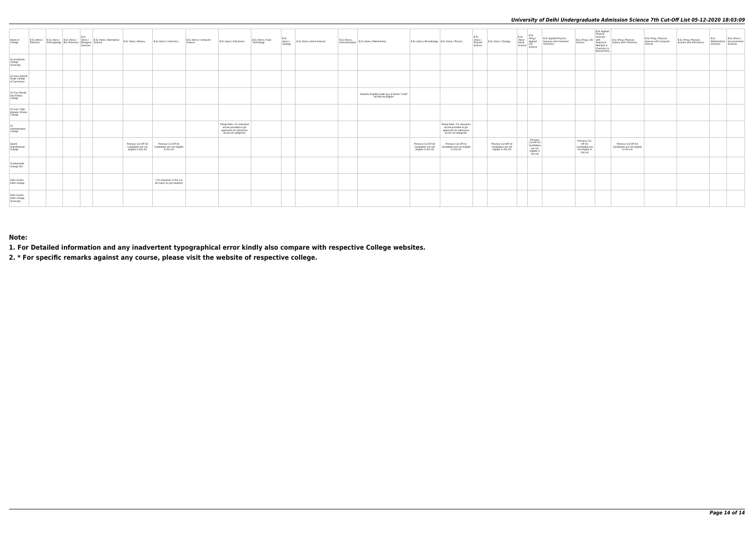| Name of College | B.Sc (Hons.) Statistics | B.Sc (Hons.) Anthropology | B.Sc (Hons.) Bio-Chemistry | B.Sc (Hons.) Biological Sciences | B.Sc (Hons.) Biomedical Science | B.Sc (Hons.) Botany | B.Sc (Hons.) Chemistry | B.Sc (Hons.) Computer Science | B.Sc (Hons.) Electronics | B.Sc (Hons.) Food Technology | B.Sc (Hons.) Geology | B.Sc (Hons.) Home Science | B.Sc (Hons.) Instrumentation | B.Sc (Hons.) Mathematics | B.Sc (Hons.) Microbiology | B.Sc (Hons.) Physics | B.Sc (Hons.) Polymer Science | B.Sc (Hons.) Zoology | B.Sc (Pass) Home Science | B.Sc (Prog.) Applied Life Science | B.Sc Applied Physical Sciences with Industrial Chemistry | B.Sc (Prog.) Life Science | B.Sc Applied Physical Sciences with Analytical Methods in Chemistry & Biochemistry | B.Sc (Prog.) Physical Science with Chemistry | B.Sc (Prog.) Physical Science with Computer Science | B.Sc (Prog.) Physical Science with Electronics | B.Sc Mathematical Sciences | B.Sc (Hons.) Environmental Sciences |
|---|---|---|---|---|---|---|---|---|---|---|---|---|---|---|---|---|---|---|---|---|---|---|---|---|---|---|---|---|
| Sri Aurobindo College (Evening) | | | | | | | | | | | | | | | | | | | | | | | | | | | | |
| Sri Guru Gobind Singh College of Commerce | | | | | | | | | | | | | | | | | | | | | | | | | | | | |
| Sri Guru Nanak Dev Khalsa College | | | | | | | | | | | | | | Students Eligible Under any of Earlier Cutoff will Not be Eligible | | | | | | | | | | | | | | |
| Sri Guru Tegh Bahadur Khalsa College | | | | | | | | | | | | | | | | | | | | | | | | | | | | |
| Sri Venketeswara College | | | | | | | | | Please Note- 1% relaxation will be provided to girl applicants for Admission across all categories. | | | | | | | Please Note- 1% relaxation will be provided to girl applicants for Admission across all categories. | | | | | | | | | | | | |
| Swami Shardhanand College | | | | | | Previous Cut-Off list Candidates are not eligible in this list | Previous Cut-Off list Candidates are not eligible in this list | | | | | | | | Previous Cut-Off list Candidates are not eligible in this list | Previous Cut-Off list Candidates are not eligible in this list | | Previous Cut-Off list Candidates are not eligible in this list | | Previous Cut-Off list Candidates are not eligible in this list | | Previous Cut-Off list Candidates are not eligible in this list | | Previous Cut-Off list Candidates are not eligible in this list | | | | |
| Vivekananda College (W) | | | | | | | | | | | | | | | | | | | | | | | | | | | | |
| Zakir Husain Delhi College | | | | | | | * 1% relaxation in the cut-off marks for girl students | | | | | | | | | | | | | | | | | | | | | |
| Zakir Husain Delhi College (Evening) | | | | | | | | | | | | | | | | | | | | | | | | | | | | |

**Note:**

**1. For Detailed information and any inadvertent typographical error kindly also compare with respective College websites.**

**2. * For specific remarks against any course, please visit the website of respective college.**